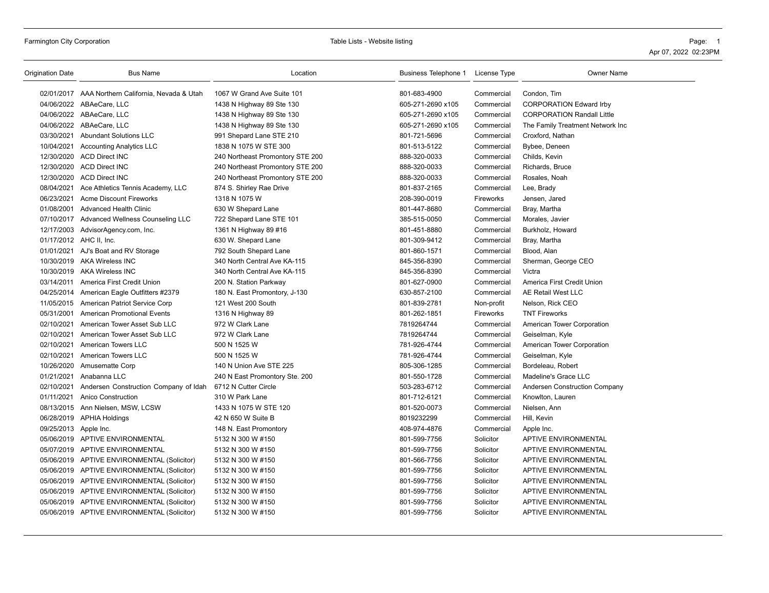| Origination Date | Bus Name | Location | Business Telephone 1 | License Type | Owner Name |
|---|---|---|---|---|---|
| 02/01/2017 | AAA Northern California, Nevada & Utah | 1067 W Grand Ave Suite 101 | 801-683-4900 | Commercial | Condon, Tim |
| 04/06/2022 | ABAeCare, LLC | 1438 N Highway 89 Ste 130 | 605-271-2690 x105 | Commercial | CORPORATION Edward Irby |
| 04/06/2022 | ABAeCare, LLC | 1438 N Highway 89 Ste 130 | 605-271-2690 x105 | Commercial | CORPORATION Randall Little |
| 04/06/2022 | ABAeCare, LLC | 1438 N Highway 89 Ste 130 | 605-271-2690 x105 | Commercial | The Family Treatment Network Inc |
| 03/30/2021 | Abundant Solutions LLC | 991 Shepard Lane STE 210 | 801-721-5696 | Commercial | Croxford, Nathan |
| 10/04/2021 | Accounting Analytics LLC | 1838 N 1075 W STE 300 | 801-513-5122 | Commercial | Bybee, Deneen |
| 12/30/2020 | ACD Direct INC | 240 Northeast Promontory STE 200 | 888-320-0033 | Commercial | Childs, Kevin |
| 12/30/2020 | ACD Direct INC | 240 Northeast Promontory STE 200 | 888-320-0033 | Commercial | Richards, Bruce |
| 12/30/2020 | ACD Direct INC | 240 Northeast Promontory STE 200 | 888-320-0033 | Commercial | Rosales, Noah |
| 08/04/2021 | Ace Athletics Tennis Academy, LLC | 874 S. Shirley Rae Drive | 801-837-2165 | Commercial | Lee, Brady |
| 06/23/2021 | Acme Discount Fireworks | 1318 N 1075 W | 208-390-0019 | Fireworks | Jensen, Jared |
| 01/08/2001 | Advanced Health Clinic | 630 W Shepard Lane | 801-447-8680 | Commercial | Bray, Martha |
| 07/10/2017 | Advanced Wellness Counseling LLC | 722 Shepard Lane STE 101 | 385-515-0050 | Commercial | Morales, Javier |
| 12/17/2003 | AdvisorAgency.com, Inc. | 1361 N Highway 89 #16 | 801-451-8880 | Commercial | Burkholz, Howard |
| 01/17/2012 | AHC II, Inc. | 630 W. Shepard Lane | 801-309-9412 | Commercial | Bray, Martha |
| 01/01/2021 | AJ's Boat and RV Storage | 792 South Shepard Lane | 801-860-1571 | Commercial | Blood, Alan |
| 10/30/2019 | AKA Wireless INC | 340 North Central Ave KA-115 | 845-356-8390 | Commercial | Sherman, George CEO |
| 10/30/2019 | AKA Wireless INC | 340 North Central Ave KA-115 | 845-356-8390 | Commercial | Victra |
| 03/14/2011 | America First Credit Union | 200 N. Station Parkway | 801-627-0900 | Commercial | America First Credit Union |
| 04/25/2014 | American Eagle Outfitters #2379 | 180 N. East Promontory, J-130 | 630-857-2100 | Commercial | AE Retail West LLC |
| 11/05/2015 | American Patriot Service Corp | 121 West 200 South | 801-839-2781 | Non-profit | Nelson, Rick CEO |
| 05/31/2001 | American Promotional Events | 1316 N Highway 89 | 801-262-1851 | Fireworks | TNT Fireworks |
| 02/10/2021 | American Tower Asset Sub LLC | 972 W Clark Lane | 7819264744 | Commercial | American Tower Corporation |
| 02/10/2021 | American Tower Asset Sub LLC | 972 W Clark Lane | 7819264744 | Commercial | Geiselman, Kyle |
| 02/10/2021 | American Towers LLC | 500 N 1525 W | 781-926-4744 | Commercial | American Tower Corporation |
| 02/10/2021 | American Towers LLC | 500 N 1525 W | 781-926-4744 | Commercial | Geiselman, Kyle |
| 10/26/2020 | Amusematte Corp | 140 N Union Ave STE 225 | 805-306-1285 | Commercial | Bordeleau, Robert |
| 01/21/2021 | Anabanna LLC | 240 N East Promontory Ste. 200 | 801-550-1728 | Commercial | Madeline's Grace LLC |
| 02/10/2021 | Andersen Construction Company of Idah | 6712 N Cutter Circle | 503-283-6712 | Commercial | Andersen Construction Company |
| 01/11/2021 | Anico Construction | 310 W Park Lane | 801-712-6121 | Commercial | Knowlton, Lauren |
| 08/13/2015 | Ann Nielsen, MSW, LCSW | 1433 N 1075 W STE 120 | 801-520-0073 | Commercial | Nielsen, Ann |
| 06/28/2019 | APHIA Holdings | 42 N 650 W Suite B | 8019232299 | Commercial | Hill, Kevin |
| 09/25/2013 | Apple Inc. | 148 N. East Promontory | 408-974-4876 | Commercial | Apple Inc. |
| 05/06/2019 | APTIVE ENVIRONMENTAL | 5132 N 300 W #150 | 801-599-7756 | Solicitor | APTIVE ENVIRONMENTAL |
| 05/07/2019 | APTIVE ENVIRONMENTAL | 5132 N 300 W #150 | 801-599-7756 | Solicitor | APTIVE ENVIRONMENTAL |
| 05/06/2019 | APTIVE ENVIRONMENTAL (Solicitor) | 5132 N 300 W #150 | 801-566-7756 | Solicitor | APTIVE ENVIRONMENTAL |
| 05/06/2019 | APTIVE ENVIRONMENTAL (Solicitor) | 5132 N 300 W #150 | 801-599-7756 | Solicitor | APTIVE ENVIRONMENTAL |
| 05/06/2019 | APTIVE ENVIRONMENTAL (Solicitor) | 5132 N 300 W #150 | 801-599-7756 | Solicitor | APTIVE ENVIRONMENTAL |
| 05/06/2019 | APTIVE ENVIRONMENTAL (Solicitor) | 5132 N 300 W #150 | 801-599-7756 | Solicitor | APTIVE ENVIRONMENTAL |
| 05/06/2019 | APTIVE ENVIRONMENTAL (Solicitor) | 5132 N 300 W #150 | 801-599-7756 | Solicitor | APTIVE ENVIRONMENTAL |
| 05/06/2019 | APTIVE ENVIRONMENTAL (Solicitor) | 5132 N 300 W #150 | 801-599-7756 | Solicitor | APTIVE ENVIRONMENTAL |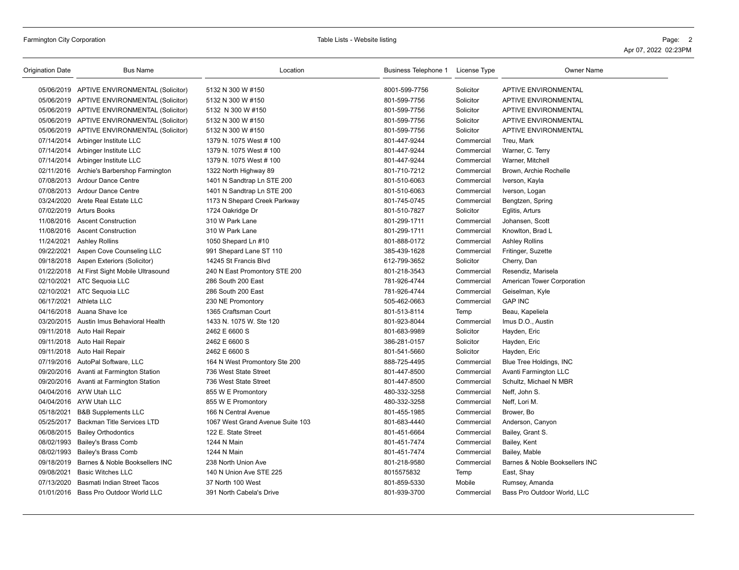| Origination Date | Bus Name | Location | Business Telephone 1 | License Type | Owner Name |
|---|---|---|---|---|---|
| 05/06/2019 | APTIVE ENVIRONMENTAL (Solicitor) | 5132 N 300 W #150 | 8001-599-7756 | Solicitor | APTIVE ENVIRONMENTAL |
| 05/06/2019 | APTIVE ENVIRONMENTAL (Solicitor) | 5132 N 300 W #150 | 801-599-7756 | Solicitor | APTIVE ENVIRONMENTAL |
| 05/06/2019 | APTIVE ENVIRONMENTAL (Solicitor) | 5132 N 300 W #150 | 801-599-7756 | Solicitor | APTIVE ENVIRONMENTAL |
| 05/06/2019 | APTIVE ENVIRONMENTAL (Solicitor) | 5132 N 300 W #150 | 801-599-7756 | Solicitor | APTIVE ENVIRONMENTAL |
| 05/06/2019 | APTIVE ENVIRONMENTAL (Solicitor) | 5132 N 300 W #150 | 801-599-7756 | Solicitor | APTIVE ENVIRONMENTAL |
| 07/14/2014 | Arbinger Institute LLC | 1379 N. 1075 West # 100 | 801-447-9244 | Commercial | Treu, Mark |
| 07/14/2014 | Arbinger Institute LLC | 1379 N. 1075 West # 100 | 801-447-9244 | Commercial | Warner, C. Terry |
| 07/14/2014 | Arbinger Institute LLC | 1379 N. 1075 West # 100 | 801-447-9244 | Commercial | Warner, Mitchell |
| 02/11/2016 | Archie's Barbershop Farmington | 1322 North Highway 89 | 801-710-7212 | Commercial | Brown, Archie Rochelle |
| 07/08/2013 | Ardour Dance Centre | 1401 N Sandtrap Ln STE 200 | 801-510-6063 | Commercial | Iverson, Kayla |
| 07/08/2013 | Ardour Dance Centre | 1401 N Sandtrap Ln STE 200 | 801-510-6063 | Commercial | Iverson, Logan |
| 03/24/2020 | Arete Real Estate LLC | 1173 N Shepard Creek Parkway | 801-745-0745 | Commercial | Bengtzen, Spring |
| 07/02/2019 | Arturs Books | 1724 Oakridge Dr | 801-510-7827 | Solicitor | Eglitis, Arturs |
| 11/08/2016 | Ascent Construction | 310 W Park Lane | 801-299-1711 | Commercial | Johansen, Scott |
| 11/08/2016 | Ascent Construction | 310 W Park Lane | 801-299-1711 | Commercial | Knowlton, Brad L |
| 11/24/2021 | Ashley Rollins | 1050 Shepard Ln #10 | 801-888-0172 | Commercial | Ashley Rollins |
| 09/22/2021 | Aspen Cove Counseling LLC | 991 Shepard Lane ST 110 | 385-439-1628 | Commercial | Fritinger, Suzette |
| 09/18/2018 | Aspen Exteriors (Solicitor) | 14245 St Francis Blvd | 612-799-3652 | Solicitor | Cherry, Dan |
| 01/22/2018 | At First Sight Mobile Ultrasound | 240 N East Promontory STE 200 | 801-218-3543 | Commercial | Resendiz, Marisela |
| 02/10/2021 | ATC Sequoia LLC | 286 South 200 East | 781-926-4744 | Commercial | American Tower Corporation |
| 02/10/2021 | ATC Sequoia LLC | 286 South 200 East | 781-926-4744 | Commercial | Geiselman, Kyle |
| 06/17/2021 | Athleta LLC | 230 NE Promontory | 505-462-0663 | Commercial | GAP INC |
| 04/16/2018 | Auana Shave Ice | 1365 Craftsman Court | 801-513-8114 | Temp | Beau, Kapeliela |
| 03/20/2015 | Austin Imus Behavioral Health | 1433 N. 1075 W. Ste 120 | 801-923-8044 | Commercial | Imus D.O., Austin |
| 09/11/2018 | Auto Hail Repair | 2462 E 6600 S | 801-683-9989 | Solicitor | Hayden, Eric |
| 09/11/2018 | Auto Hail Repair | 2462 E 6600 S | 386-281-0157 | Solicitor | Hayden, Eric |
| 09/11/2018 | Auto Hail Repair | 2462 E 6600 S | 801-541-5660 | Solicitor | Hayden, Eric |
| 07/19/2016 | AutoPal Software, LLC | 164 N West Promontory Ste 200 | 888-725-4495 | Commercial | Blue Tree Holdings, INC |
| 09/20/2016 | Avanti at Farmington Station | 736 West State Street | 801-447-8500 | Commercial | Avanti Farmington LLC |
| 09/20/2016 | Avanti at Farmington Station | 736 West State Street | 801-447-8500 | Commercial | Schultz, Michael N MBR |
| 04/04/2016 | AYW Utah LLC | 855 W E Promontory | 480-332-3258 | Commercial | Neff, John S. |
| 04/04/2016 | AYW Utah LLC | 855 W E Promontory | 480-332-3258 | Commercial | Neff, Lori M. |
| 05/18/2021 | B&B Supplements LLC | 166 N Central Avenue | 801-455-1985 | Commercial | Brower, Bo |
| 05/25/2017 | Backman Title Services LTD | 1067 West Grand Avenue Suite 103 | 801-683-4440 | Commercial | Anderson, Canyon |
| 06/08/2015 | Bailey Orthodontics | 122 E. State Street | 801-451-6664 | Commercial | Bailey, Grant S. |
| 08/02/1993 | Bailey's Brass Comb | 1244 N Main | 801-451-7474 | Commercial | Bailey, Kent |
| 08/02/1993 | Bailey's Brass Comb | 1244 N Main | 801-451-7474 | Commercial | Bailey, Mable |
| 09/18/2019 | Barnes & Noble Booksellers INC | 238 North Union Ave | 801-218-9580 | Commercial | Barnes & Noble Booksellers INC |
| 09/08/2021 | Basic Witches LLC | 140 N Union Ave STE 225 | 8015575832 | Temp | East, Shay |
| 07/13/2020 | Basmati Indian Street Tacos | 37 North 100 West | 801-859-5330 | Mobile | Rumsey, Amanda |
| 01/01/2016 | Bass Pro Outdoor World LLC | 391 North Cabela's Drive | 801-939-3700 | Commercial | Bass Pro Outdoor World, LLC |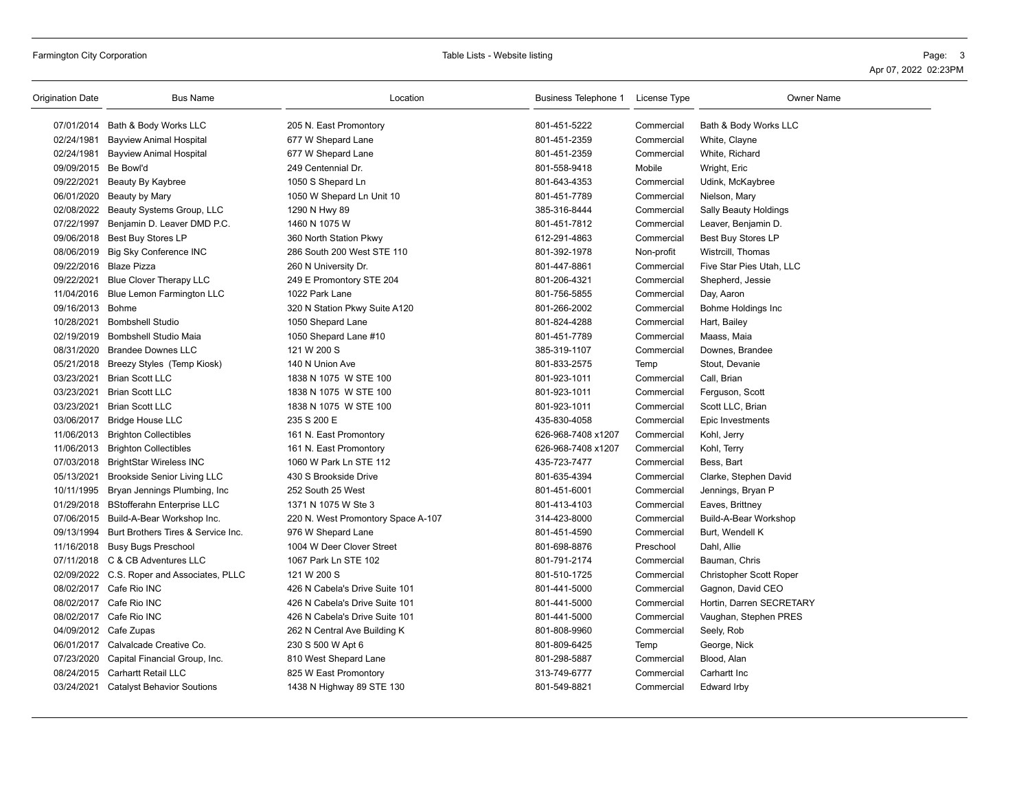| Origination Date | Bus Name | Location | Business Telephone 1 | License Type | Owner Name |
|---|---|---|---|---|---|
| 07/01/2014 | Bath & Body Works LLC | 205 N. East Promontory | 801-451-5222 | Commercial | Bath & Body Works LLC |
| 02/24/1981 | Bayview Animal Hospital | 677 W Shepard Lane | 801-451-2359 | Commercial | White, Clayne |
| 02/24/1981 | Bayview Animal Hospital | 677 W Shepard Lane | 801-451-2359 | Commercial | White, Richard |
| 09/09/2015 | Be Bowl'd | 249 Centennial Dr. | 801-558-9418 | Mobile | Wright, Eric |
| 09/22/2021 | Beauty By Kaybree | 1050 S Shepard Ln | 801-643-4353 | Commercial | Udink, McKaybree |
| 06/01/2020 | Beauty by Mary | 1050 W Shepard Ln Unit 10 | 801-451-7789 | Commercial | Nielson, Mary |
| 02/08/2022 | Beauty Systems Group, LLC | 1290 N Hwy 89 | 385-316-8444 | Commercial | Sally Beauty Holdings |
| 07/22/1997 | Benjamin D. Leaver DMD P.C. | 1460 N 1075 W | 801-451-7812 | Commercial | Leaver, Benjamin D. |
| 09/06/2018 | Best Buy Stores LP | 360 North Station Pkwy | 612-291-4863 | Commercial | Best Buy Stores LP |
| 08/06/2019 | Big Sky Conference INC | 286 South 200 West STE 110 | 801-392-1978 | Non-profit | Wistrcill, Thomas |
| 09/22/2016 | Blaze Pizza | 260 N University Dr. | 801-447-8861 | Commercial | Five Star Pies Utah, LLC |
| 09/22/2021 | Blue Clover Therapy LLC | 249 E Promontory STE 204 | 801-206-4321 | Commercial | Shepherd, Jessie |
| 11/04/2016 | Blue Lemon Farmington LLC | 1022 Park Lane | 801-756-5855 | Commercial | Day, Aaron |
| 09/16/2013 | Bohme | 320 N Station Pkwy Suite A120 | 801-266-2002 | Commercial | Bohme Holdings Inc |
| 10/28/2021 | Bombshell Studio | 1050 Shepard Lane | 801-824-4288 | Commercial | Hart, Bailey |
| 02/19/2019 | Bombshell Studio Maia | 1050 Shepard Lane #10 | 801-451-7789 | Commercial | Maass, Maia |
| 08/31/2020 | Brandee Downes LLC | 121 W 200 S | 385-319-1107 | Commercial | Downes, Brandee |
| 05/21/2018 | Breezy Styles (Temp Kiosk) | 140 N Union Ave | 801-833-2575 | Temp | Stout, Devanie |
| 03/23/2021 | Brian Scott LLC | 1838 N 1075 W STE 100 | 801-923-1011 | Commercial | Call, Brian |
| 03/23/2021 | Brian Scott LLC | 1838 N 1075 W STE 100 | 801-923-1011 | Commercial | Ferguson, Scott |
| 03/23/2021 | Brian Scott LLC | 1838 N 1075 W STE 100 | 801-923-1011 | Commercial | Scott LLC, Brian |
| 03/06/2017 | Bridge House LLC | 235 S 200 E | 435-830-4058 | Commercial | Epic Investments |
| 11/06/2013 | Brighton Collectibles | 161 N. East Promontory | 626-968-7408 x1207 | Commercial | Kohl, Jerry |
| 11/06/2013 | Brighton Collectibles | 161 N. East Promontory | 626-968-7408 x1207 | Commercial | Kohl, Terry |
| 07/03/2018 | BrightStar Wireless INC | 1060 W Park Ln STE 112 | 435-723-7477 | Commercial | Bess, Bart |
| 05/13/2021 | Brookside Senior Living LLC | 430 S Brookside Drive | 801-635-4394 | Commercial | Clarke, Stephen David |
| 10/11/1995 | Bryan Jennings Plumbing, Inc | 252 South 25 West | 801-451-6001 | Commercial | Jennings, Bryan P |
| 01/29/2018 | BStofferahn Enterprise LLC | 1371 N 1075 W Ste 3 | 801-413-4103 | Commercial | Eaves, Brittney |
| 07/06/2015 | Build-A-Bear Workshop Inc. | 220 N. West Promontory Space A-107 | 314-423-8000 | Commercial | Build-A-Bear Workshop |
| 09/13/1994 | Burt Brothers Tires & Service Inc. | 976 W Shepard Lane | 801-451-4590 | Commercial | Burt, Wendell K |
| 11/16/2018 | Busy Bugs Preschool | 1004 W Deer Clover Street | 801-698-8876 | Preschool | Dahl, Allie |
| 07/11/2018 | C & CB Adventures LLC | 1067 Park Ln STE 102 | 801-791-2174 | Commercial | Bauman, Chris |
| 02/09/2022 | C.S. Roper and Associates, PLLC | 121 W 200 S | 801-510-1725 | Commercial | Christopher Scott Roper |
| 08/02/2017 | Cafe Rio INC | 426 N Cabela's Drive Suite 101 | 801-441-5000 | Commercial | Gagnon, David CEO |
| 08/02/2017 | Cafe Rio INC | 426 N Cabela's Drive Suite 101 | 801-441-5000 | Commercial | Hortin, Darren SECRETARY |
| 08/02/2017 | Cafe Rio INC | 426 N Cabela's Drive Suite 101 | 801-441-5000 | Commercial | Vaughan, Stephen PRES |
| 04/09/2012 | Cafe Zupas | 262 N Central Ave Building K | 801-808-9960 | Commercial | Seely, Rob |
| 06/01/2017 | Calvalcade Creative Co. | 230 S 500 W Apt 6 | 801-809-6425 | Temp | George, Nick |
| 07/23/2020 | Capital Financial Group, Inc. | 810 West Shepard Lane | 801-298-5887 | Commercial | Blood, Alan |
| 08/24/2015 | Carhartt Retail LLC | 825 W East Promontory | 313-749-6777 | Commercial | Carhartt Inc |
| 03/24/2021 | Catalyst Behavior Soutions | 1438 N Highway 89 STE 130 | 801-549-8821 | Commercial | Edward Irby |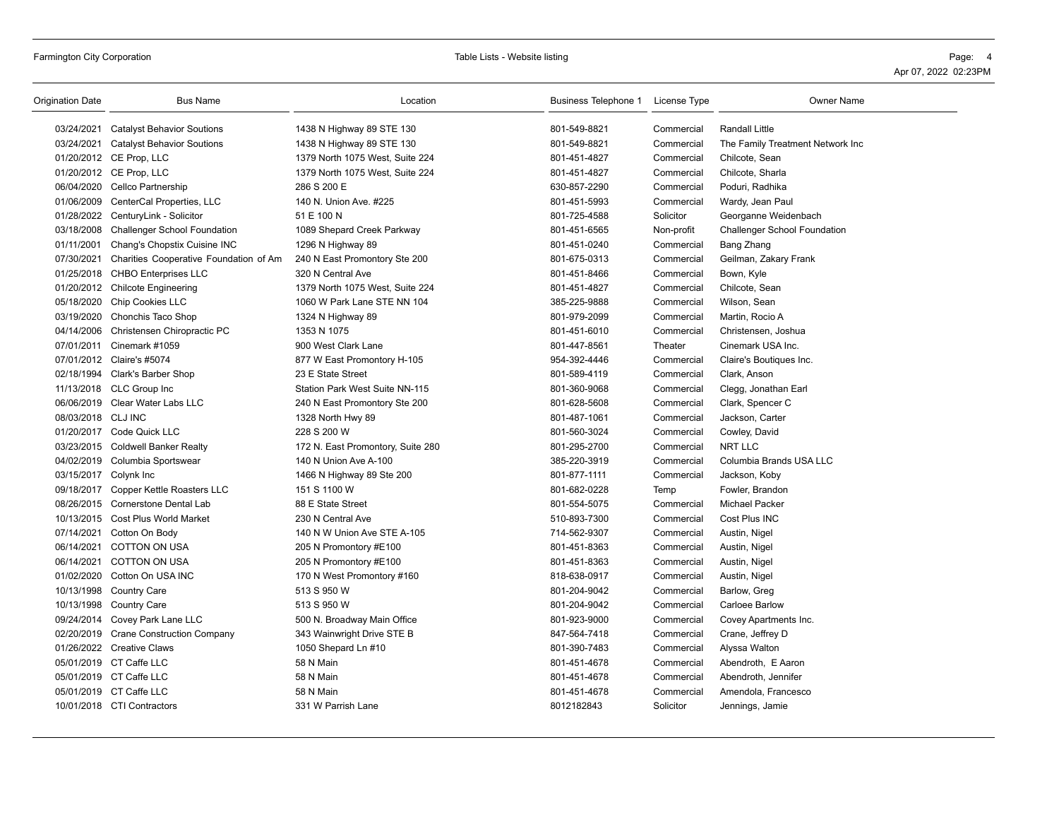| Origination Date | Bus Name | Location | Business Telephone 1 | License Type | Owner Name |
|---|---|---|---|---|---|
| 03/24/2021 | Catalyst Behavior Soutions | 1438 N Highway 89 STE 130 | 801-549-8821 | Commercial | Randall Little |
| 03/24/2021 | Catalyst Behavior Soutions | 1438 N Highway 89 STE 130 | 801-549-8821 | Commercial | The Family Treatment Network Inc |
| 01/20/2012 | CE Prop, LLC | 1379 North 1075 West, Suite 224 | 801-451-4827 | Commercial | Chilcote, Sean |
| 01/20/2012 | CE Prop, LLC | 1379 North 1075 West, Suite 224 | 801-451-4827 | Commercial | Chilcote, Sharla |
| 06/04/2020 | Cellco Partnership | 286 S 200 E | 630-857-2290 | Commercial | Poduri, Radhika |
| 01/06/2009 | CenterCal Properties, LLC | 140 N. Union Ave. #225 | 801-451-5993 | Commercial | Wardy, Jean Paul |
| 01/28/2022 | CenturyLink - Solicitor | 51 E 100 N | 801-725-4588 | Solicitor | Georganne Weidenbach |
| 03/18/2008 | Challenger School Foundation | 1089 Shepard Creek Parkway | 801-451-6565 | Non-profit | Challenger School Foundation |
| 01/11/2001 | Chang's Chopstix Cuisine INC | 1296 N Highway 89 | 801-451-0240 | Commercial | Bang Zhang |
| 07/30/2021 | Charities Cooperative Foundation of Am | 240 N East Promontory Ste 200 | 801-675-0313 | Commercial | Geilman, Zakary Frank |
| 01/25/2018 | CHBO Enterprises LLC | 320 N Central Ave | 801-451-8466 | Commercial | Bown, Kyle |
| 01/20/2012 | Chilcote Engineering | 1379 North 1075 West, Suite 224 | 801-451-4827 | Commercial | Chilcote, Sean |
| 05/18/2020 | Chip Cookies LLC | 1060 W Park Lane STE NN 104 | 385-225-9888 | Commercial | Wilson, Sean |
| 03/19/2020 | Chonchis Taco Shop | 1324 N Highway 89 | 801-979-2099 | Commercial | Martin, Rocio A |
| 04/14/2006 | Christensen Chiropractic PC | 1353 N 1075 | 801-451-6010 | Commercial | Christensen, Joshua |
| 07/01/2011 | Cinemark #1059 | 900 West Clark Lane | 801-447-8561 | Theater | Cinemark USA Inc. |
| 07/01/2012 | Claire's #5074 | 877 W East Promontory H-105 | 954-392-4446 | Commercial | Claire's Boutiques Inc. |
| 02/18/1994 | Clark's Barber Shop | 23 E State Street | 801-589-4119 | Commercial | Clark, Anson |
| 11/13/2018 | CLC Group Inc | Station Park West Suite NN-115 | 801-360-9068 | Commercial | Clegg, Jonathan Earl |
| 06/06/2019 | Clear Water Labs LLC | 240 N East Promontory Ste 200 | 801-628-5608 | Commercial | Clark, Spencer C |
| 08/03/2018 | CLJ INC | 1328 North Hwy 89 | 801-487-1061 | Commercial | Jackson, Carter |
| 01/20/2017 | Code Quick LLC | 228 S 200 W | 801-560-3024 | Commercial | Cowley, David |
| 03/23/2015 | Coldwell Banker Realty | 172 N. East Promontory, Suite 280 | 801-295-2700 | Commercial | NRT LLC |
| 04/02/2019 | Columbia Sportswear | 140 N Union Ave A-100 | 385-220-3919 | Commercial | Columbia Brands USA LLC |
| 03/15/2017 | Colynk Inc | 1466 N Highway 89 Ste 200 | 801-877-1111 | Commercial | Jackson, Koby |
| 09/18/2017 | Copper Kettle Roasters LLC | 151 S 1100 W | 801-682-0228 | Temp | Fowler, Brandon |
| 08/26/2015 | Cornerstone Dental Lab | 88 E State Street | 801-554-5075 | Commercial | Michael Packer |
| 10/13/2015 | Cost Plus World Market | 230 N Central Ave | 510-893-7300 | Commercial | Cost Plus INC |
| 07/14/2021 | Cotton On Body | 140 N W Union Ave STE A-105 | 714-562-9307 | Commercial | Austin, Nigel |
| 06/14/2021 | COTTON ON USA | 205 N Promontory #E100 | 801-451-8363 | Commercial | Austin, Nigel |
| 06/14/2021 | COTTON ON USA | 205 N Promontory #E100 | 801-451-8363 | Commercial | Austin, Nigel |
| 01/02/2020 | Cotton On USA INC | 170 N West Promontory #160 | 818-638-0917 | Commercial | Austin, Nigel |
| 10/13/1998 | Country Care | 513 S 950 W | 801-204-9042 | Commercial | Barlow, Greg |
| 10/13/1998 | Country Care | 513 S 950 W | 801-204-9042 | Commercial | Carloee Barlow |
| 09/24/2014 | Covey Park Lane LLC | 500 N. Broadway Main Office | 801-923-9000 | Commercial | Covey Apartments Inc. |
| 02/20/2019 | Crane Construction Company | 343 Wainwright Drive STE B | 847-564-7418 | Commercial | Crane, Jeffrey D |
| 01/26/2022 | Creative Claws | 1050 Shepard Ln #10 | 801-390-7483 | Commercial | Alyssa Walton |
| 05/01/2019 | CT Caffe LLC | 58 N Main | 801-451-4678 | Commercial | Abendroth, E Aaron |
| 05/01/2019 | CT Caffe LLC | 58 N Main | 801-451-4678 | Commercial | Abendroth, Jennifer |
| 05/01/2019 | CT Caffe LLC | 58 N Main | 801-451-4678 | Commercial | Amendola, Francesco |
| 10/01/2018 | CTI Contractors | 331 W Parrish Lane | 8012182843 | Solicitor | Jennings, Jamie |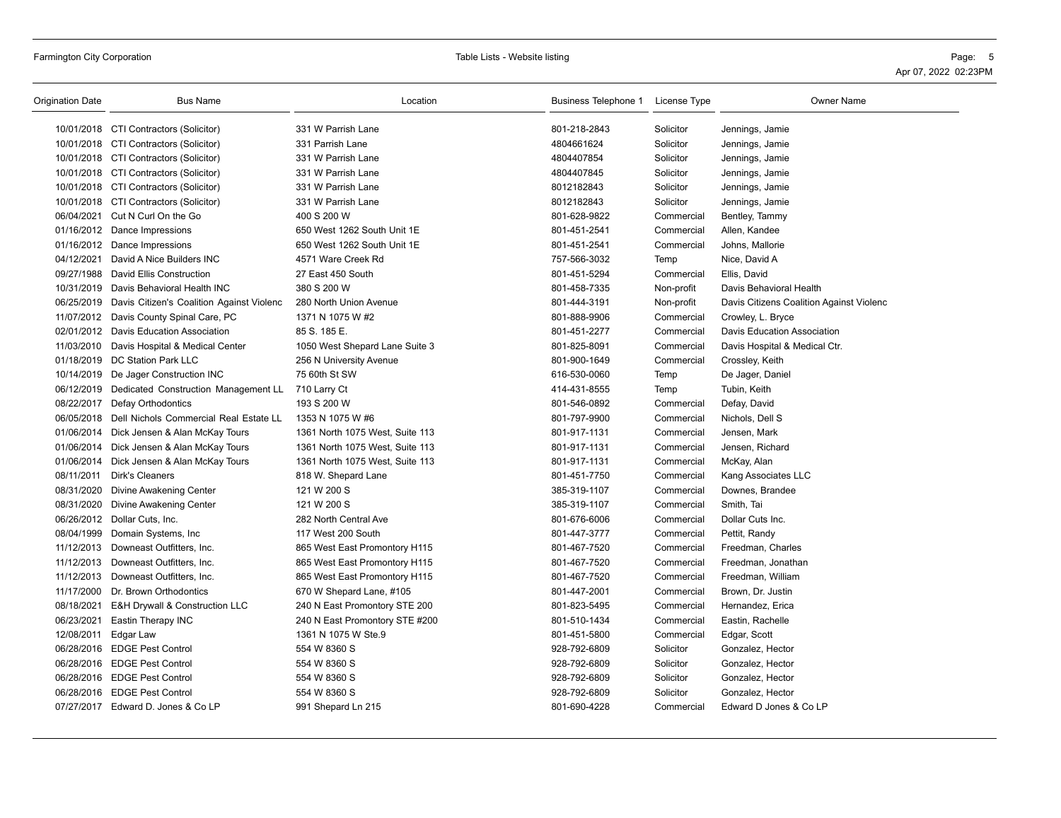| Origination Date | Bus Name | Location | Business Telephone 1 | License Type | Owner Name |
|---|---|---|---|---|---|
| 10/01/2018 | CTI Contractors (Solicitor) | 331 W Parrish Lane | 801-218-2843 | Solicitor | Jennings, Jamie |
| 10/01/2018 | CTI Contractors (Solicitor) | 331 Parrish Lane | 4804661624 | Solicitor | Jennings, Jamie |
| 10/01/2018 | CTI Contractors (Solicitor) | 331 W Parrish Lane | 4804407854 | Solicitor | Jennings, Jamie |
| 10/01/2018 | CTI Contractors (Solicitor) | 331 W Parrish Lane | 4804407845 | Solicitor | Jennings, Jamie |
| 10/01/2018 | CTI Contractors (Solicitor) | 331 W Parrish Lane | 8012182843 | Solicitor | Jennings, Jamie |
| 10/01/2018 | CTI Contractors (Solicitor) | 331 W Parrish Lane | 8012182843 | Solicitor | Jennings, Jamie |
| 06/04/2021 | Cut N Curl On the Go | 400 S 200 W | 801-628-9822 | Commercial | Bentley, Tammy |
| 01/16/2012 | Dance Impressions | 650 West 1262 South Unit 1E | 801-451-2541 | Commercial | Allen, Kandee |
| 01/16/2012 | Dance Impressions | 650 West 1262 South Unit 1E | 801-451-2541 | Commercial | Johns, Mallorie |
| 04/12/2021 | David A Nice Builders INC | 4571 Ware Creek Rd | 757-566-3032 | Temp | Nice, David A |
| 09/27/1988 | David Ellis Construction | 27 East 450 South | 801-451-5294 | Commercial | Ellis, David |
| 10/31/2019 | Davis Behavioral Health INC | 380 S 200 W | 801-458-7335 | Non-profit | Davis Behavioral Health |
| 06/25/2019 | Davis Citizen's Coalition Against Violenc | 280 North Union Avenue | 801-444-3191 | Non-profit | Davis Citizens Coalition Against Violenc |
| 11/07/2012 | Davis County Spinal Care, PC | 1371 N 1075 W #2 | 801-888-9906 | Commercial | Crowley, L. Bryce |
| 02/01/2012 | Davis Education Association | 85 S. 185 E. | 801-451-2277 | Commercial | Davis Education Association |
| 11/03/2010 | Davis Hospital & Medical Center | 1050 West Shepard Lane Suite 3 | 801-825-8091 | Commercial | Davis Hospital & Medical Ctr. |
| 01/18/2019 | DC Station Park LLC | 256 N University Avenue | 801-900-1649 | Commercial | Crossley, Keith |
| 10/14/2019 | De Jager Construction INC | 75 60th St SW | 616-530-0060 | Temp | De Jager, Daniel |
| 06/12/2019 | Dedicated Construction Management LL | 710 Larry Ct | 414-431-8555 | Temp | Tubin, Keith |
| 08/22/2017 | Defay Orthodontics | 193 S 200 W | 801-546-0892 | Commercial | Defay, David |
| 06/05/2018 | Dell Nichols Commercial Real Estate LL | 1353 N 1075 W #6 | 801-797-9900 | Commercial | Nichols, Dell S |
| 01/06/2014 | Dick Jensen & Alan McKay Tours | 1361 North 1075 West, Suite 113 | 801-917-1131 | Commercial | Jensen, Mark |
| 01/06/2014 | Dick Jensen & Alan McKay Tours | 1361 North 1075 West, Suite 113 | 801-917-1131 | Commercial | Jensen, Richard |
| 01/06/2014 | Dick Jensen & Alan McKay Tours | 1361 North 1075 West, Suite 113 | 801-917-1131 | Commercial | McKay, Alan |
| 08/11/2011 | Dirk's Cleaners | 818 W. Shepard Lane | 801-451-7750 | Commercial | Kang Associates LLC |
| 08/31/2020 | Divine Awakening Center | 121 W 200 S | 385-319-1107 | Commercial | Downes, Brandee |
| 08/31/2020 | Divine Awakening Center | 121 W 200 S | 385-319-1107 | Commercial | Smith, Tai |
| 06/26/2012 | Dollar Cuts, Inc. | 282 North Central Ave | 801-676-6006 | Commercial | Dollar Cuts Inc. |
| 08/04/1999 | Domain Systems, Inc | 117 West 200 South | 801-447-3777 | Commercial | Pettit, Randy |
| 11/12/2013 | Downeast Outfitters, Inc. | 865 West East Promontory H115 | 801-467-7520 | Commercial | Freedman, Charles |
| 11/12/2013 | Downeast Outfitters, Inc. | 865 West East Promontory H115 | 801-467-7520 | Commercial | Freedman, Jonathan |
| 11/12/2013 | Downeast Outfitters, Inc. | 865 West East Promontory H115 | 801-467-7520 | Commercial | Freedman, William |
| 11/17/2000 | Dr. Brown Orthodontics | 670 W Shepard Lane, #105 | 801-447-2001 | Commercial | Brown, Dr. Justin |
| 08/18/2021 | E&H Drywall & Construction LLC | 240 N East Promontory STE 200 | 801-823-5495 | Commercial | Hernandez, Erica |
| 06/23/2021 | Eastin Therapy INC | 240 N East Promontory STE #200 | 801-510-1434 | Commercial | Eastin, Rachelle |
| 12/08/2011 | Edgar Law | 1361 N 1075 W Ste.9 | 801-451-5800 | Commercial | Edgar, Scott |
| 06/28/2016 | EDGE Pest Control | 554 W 8360 S | 928-792-6809 | Solicitor | Gonzalez, Hector |
| 06/28/2016 | EDGE Pest Control | 554 W 8360 S | 928-792-6809 | Solicitor | Gonzalez, Hector |
| 06/28/2016 | EDGE Pest Control | 554 W 8360 S | 928-792-6809 | Solicitor | Gonzalez, Hector |
| 06/28/2016 | EDGE Pest Control | 554 W 8360 S | 928-792-6809 | Solicitor | Gonzalez, Hector |
| 07/27/2017 | Edward D. Jones & Co LP | 991 Shepard Ln 215 | 801-690-4228 | Commercial | Edward D Jones & Co LP |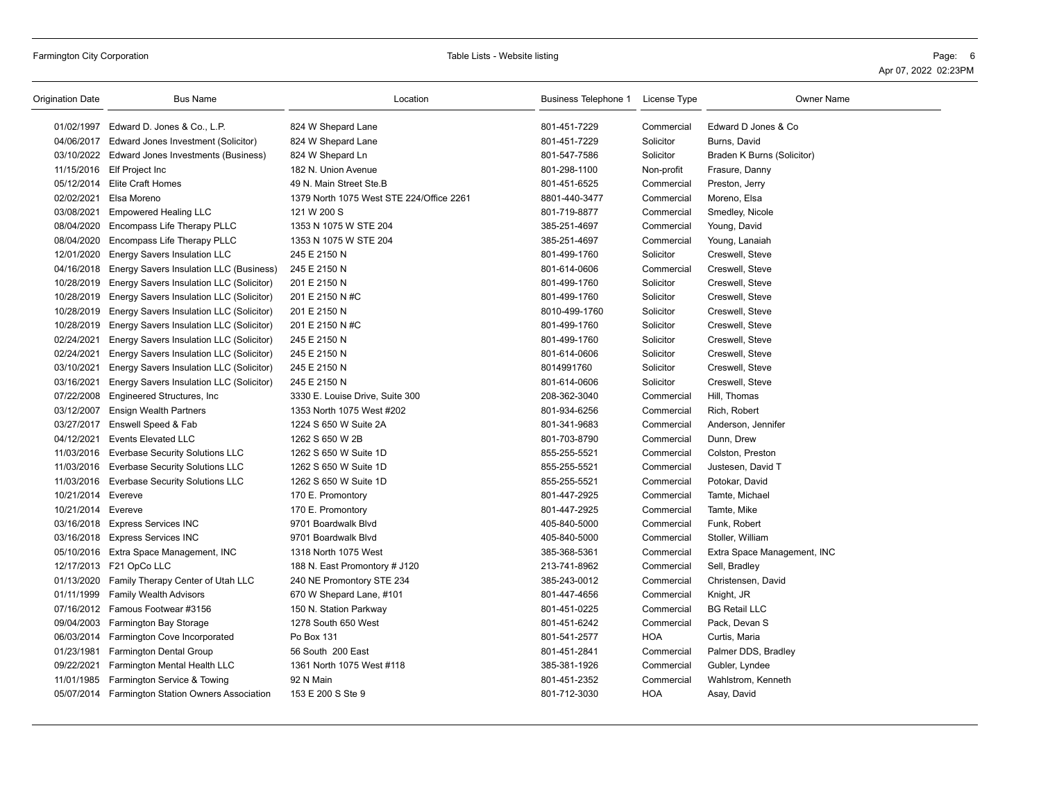| Origination Date | Bus Name | Location | Business Telephone 1 | License Type | Owner Name |
|---|---|---|---|---|---|
| 01/02/1997 | Edward D. Jones & Co., L.P. | 824 W Shepard Lane | 801-451-7229 | Commercial | Edward D Jones & Co |
| 04/06/2017 | Edward Jones Investment (Solicitor) | 824 W Shepard Lane | 801-451-7229 | Solicitor | Burns, David |
| 03/10/2022 | Edward Jones Investments (Business) | 824 W Shepard Ln | 801-547-7586 | Solicitor | Braden K Burns (Solicitor) |
| 11/15/2016 | Elf Project Inc | 182 N. Union Avenue | 801-298-1100 | Non-profit | Frasure, Danny |
| 05/12/2014 | Elite Craft Homes | 49 N. Main Street Ste.B | 801-451-6525 | Commercial | Preston, Jerry |
| 02/02/2021 | Elsa Moreno | 1379 North 1075 West STE 224/Office 2261 | 8801-440-3477 | Commercial | Moreno, Elsa |
| 03/08/2021 | Empowered Healing LLC | 121 W 200 S | 801-719-8877 | Commercial | Smedley, Nicole |
| 08/04/2020 | Encompass Life Therapy PLLC | 1353 N 1075 W STE 204 | 385-251-4697 | Commercial | Young, David |
| 08/04/2020 | Encompass Life Therapy PLLC | 1353 N 1075 W STE 204 | 385-251-4697 | Commercial | Young, Lanaiah |
| 12/01/2020 | Energy Savers Insulation LLC | 245 E 2150 N | 801-499-1760 | Solicitor | Creswell, Steve |
| 04/16/2018 | Energy Savers Insulation LLC (Business) | 245 E 2150 N | 801-614-0606 | Commercial | Creswell, Steve |
| 10/28/2019 | Energy Savers Insulation LLC (Solicitor) | 201 E 2150 N | 801-499-1760 | Solicitor | Creswell, Steve |
| 10/28/2019 | Energy Savers Insulation LLC (Solicitor) | 201 E 2150 N #C | 801-499-1760 | Solicitor | Creswell, Steve |
| 10/28/2019 | Energy Savers Insulation LLC (Solicitor) | 201 E 2150 N | 8010-499-1760 | Solicitor | Creswell, Steve |
| 10/28/2019 | Energy Savers Insulation LLC (Solicitor) | 201 E 2150 N #C | 801-499-1760 | Solicitor | Creswell, Steve |
| 02/24/2021 | Energy Savers Insulation LLC (Solicitor) | 245 E 2150 N | 801-499-1760 | Solicitor | Creswell, Steve |
| 02/24/2021 | Energy Savers Insulation LLC (Solicitor) | 245 E 2150 N | 801-614-0606 | Solicitor | Creswell, Steve |
| 03/10/2021 | Energy Savers Insulation LLC (Solicitor) | 245 E 2150 N | 8014991760 | Solicitor | Creswell, Steve |
| 03/16/2021 | Energy Savers Insulation LLC (Solicitor) | 245 E 2150 N | 801-614-0606 | Solicitor | Creswell, Steve |
| 07/22/2008 | Engineered Structures, Inc | 3330 E. Louise Drive, Suite 300 | 208-362-3040 | Commercial | Hill, Thomas |
| 03/12/2007 | Ensign Wealth Partners | 1353 North 1075 West #202 | 801-934-6256 | Commercial | Rich, Robert |
| 03/27/2017 | Enswell Speed & Fab | 1224 S 650 W Suite 2A | 801-341-9683 | Commercial | Anderson, Jennifer |
| 04/12/2021 | Events Elevated LLC | 1262 S 650 W 2B | 801-703-8790 | Commercial | Dunn, Drew |
| 11/03/2016 | Everbase Security Solutions LLC | 1262 S 650 W Suite 1D | 855-255-5521 | Commercial | Colston, Preston |
| 11/03/2016 | Everbase Security Solutions LLC | 1262 S 650 W Suite 1D | 855-255-5521 | Commercial | Justesen, David T |
| 11/03/2016 | Everbase Security Solutions LLC | 1262 S 650 W Suite 1D | 855-255-5521 | Commercial | Potokar, David |
| 10/21/2014 | Evereve | 170 E. Promontory | 801-447-2925 | Commercial | Tamte, Michael |
| 10/21/2014 | Evereve | 170 E. Promontory | 801-447-2925 | Commercial | Tamte, Mike |
| 03/16/2018 | Express Services INC | 9701 Boardwalk Blvd | 405-840-5000 | Commercial | Funk, Robert |
| 03/16/2018 | Express Services INC | 9701 Boardwalk Blvd | 405-840-5000 | Commercial | Stoller, William |
| 05/10/2016 | Extra Space Management, INC | 1318 North 1075 West | 385-368-5361 | Commercial | Extra Space Management, INC |
| 12/17/2013 | F21 OpCo LLC | 188 N. East Promontory # J120 | 213-741-8962 | Commercial | Sell, Bradley |
| 01/13/2020 | Family Therapy Center of Utah LLC | 240 NE Promontory STE 234 | 385-243-0012 | Commercial | Christensen, David |
| 01/11/1999 | Family Wealth Advisors | 670 W Shepard Lane, #101 | 801-447-4656 | Commercial | Knight, JR |
| 07/16/2012 | Famous Footwear #3156 | 150 N. Station Parkway | 801-451-0225 | Commercial | BG Retail LLC |
| 09/04/2003 | Farmington Bay Storage | 1278 South 650 West | 801-451-6242 | Commercial | Pack, Devan S |
| 06/03/2014 | Farmington Cove Incorporated | Po Box 131 | 801-541-2577 | HOA | Curtis, Maria |
| 01/23/1981 | Farmington Dental Group | 56 South 200 East | 801-451-2841 | Commercial | Palmer DDS, Bradley |
| 09/22/2021 | Farmington Mental Health LLC | 1361 North 1075 West #118 | 385-381-1926 | Commercial | Gubler, Lyndee |
| 11/01/1985 | Farmington Service & Towing | 92 N Main | 801-451-2352 | Commercial | Wahlstrom, Kenneth |
| 05/07/2014 | Farmington Station Owners Association | 153 E 200 S Ste 9 | 801-712-3030 | HOA | Asay, David |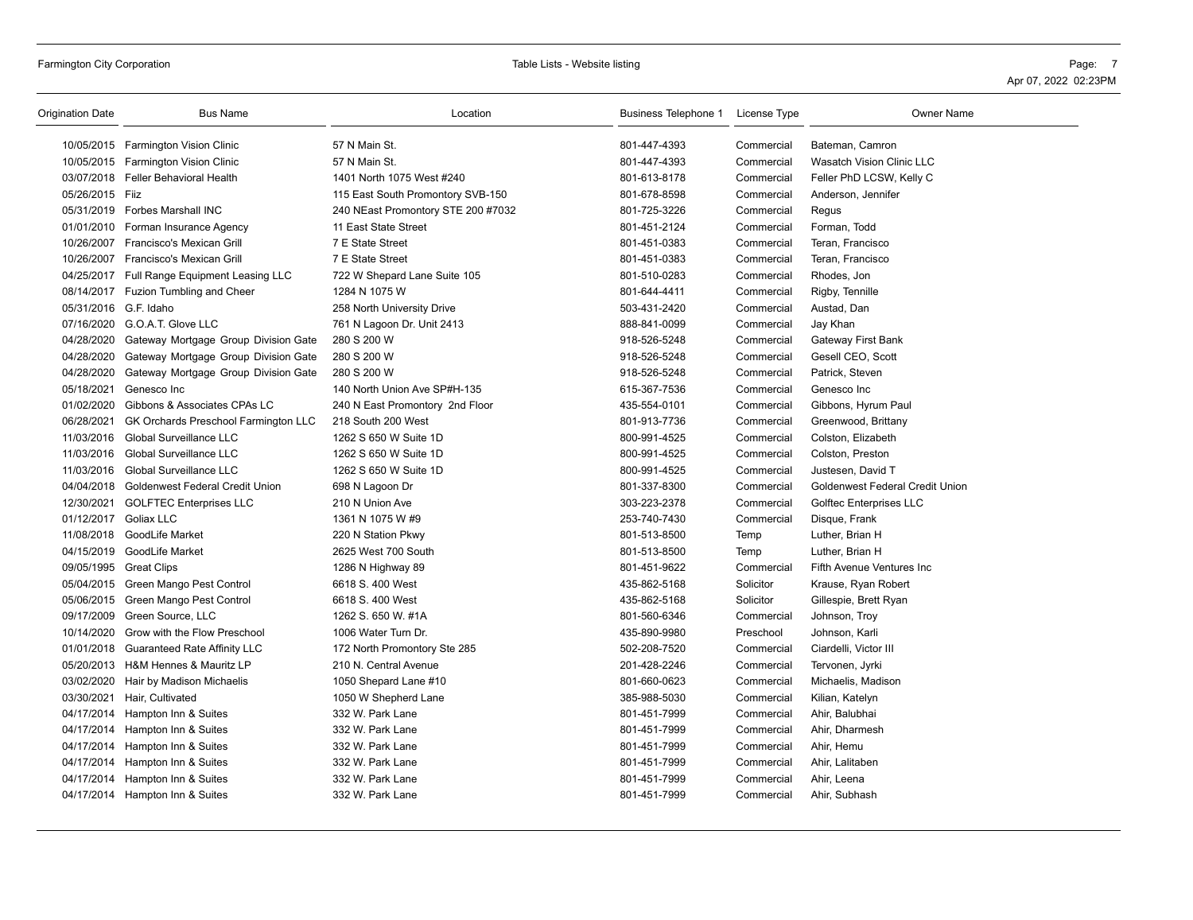| Origination Date | Bus Name | Location | Business Telephone 1 | License Type | Owner Name |
|---|---|---|---|---|---|
| 10/05/2015 | Farmington Vision Clinic | 57 N Main St. | 801-447-4393 | Commercial | Bateman, Camron |
| 10/05/2015 | Farmington Vision Clinic | 57 N Main St. | 801-447-4393 | Commercial | Wasatch Vision Clinic LLC |
| 03/07/2018 | Feller Behavioral Health | 1401 North 1075 West #240 | 801-613-8178 | Commercial | Feller PhD LCSW, Kelly C |
| 05/26/2015 | Fiiz | 115 East South Promontory SVB-150 | 801-678-8598 | Commercial | Anderson, Jennifer |
| 05/31/2019 | Forbes Marshall INC | 240 NEast Promontory STE 200 #7032 | 801-725-3226 | Commercial | Regus |
| 01/01/2010 | Forman Insurance Agency | 11 East State Street | 801-451-2124 | Commercial | Forman, Todd |
| 10/26/2007 | Francisco's Mexican Grill | 7 E State Street | 801-451-0383 | Commercial | Teran, Francisco |
| 10/26/2007 | Francisco's Mexican Grill | 7 E State Street | 801-451-0383 | Commercial | Teran, Francisco |
| 04/25/2017 | Full Range Equipment Leasing LLC | 722 W Shepard Lane Suite 105 | 801-510-0283 | Commercial | Rhodes, Jon |
| 08/14/2017 | Fuzion Tumbling and Cheer | 1284 N 1075 W | 801-644-4411 | Commercial | Rigby, Tennille |
| 05/31/2016 | G.F. Idaho | 258 North University Drive | 503-431-2420 | Commercial | Austad, Dan |
| 07/16/2020 | G.O.A.T. Glove LLC | 761 N Lagoon Dr. Unit 2413 | 888-841-0099 | Commercial | Jay Khan |
| 04/28/2020 | Gateway Mortgage Group Division Gate | 280 S 200 W | 918-526-5248 | Commercial | Gateway First Bank |
| 04/28/2020 | Gateway Mortgage Group Division Gate | 280 S 200 W | 918-526-5248 | Commercial | Gesell CEO, Scott |
| 04/28/2020 | Gateway Mortgage Group Division Gate | 280 S 200 W | 918-526-5248 | Commercial | Patrick, Steven |
| 05/18/2021 | Genesco Inc | 140 North Union Ave SP#H-135 | 615-367-7536 | Commercial | Genesco Inc |
| 01/02/2020 | Gibbons & Associates CPAs LC | 240 N East Promontory 2nd Floor | 435-554-0101 | Commercial | Gibbons, Hyrum Paul |
| 06/28/2021 | GK Orchards Preschool Farmington LLC | 218 South 200 West | 801-913-7736 | Commercial | Greenwood, Brittany |
| 11/03/2016 | Global Surveillance LLC | 1262 S 650 W Suite 1D | 800-991-4525 | Commercial | Colston, Elizabeth |
| 11/03/2016 | Global Surveillance LLC | 1262 S 650 W Suite 1D | 800-991-4525 | Commercial | Colston, Preston |
| 11/03/2016 | Global Surveillance LLC | 1262 S 650 W Suite 1D | 800-991-4525 | Commercial | Justesen, David T |
| 04/04/2018 | Goldenwest Federal Credit Union | 698 N Lagoon Dr | 801-337-8300 | Commercial | Goldenwest Federal Credit Union |
| 12/30/2021 | GOLFTEC Enterprises LLC | 210 N Union Ave | 303-223-2378 | Commercial | Golftec Enterprises LLC |
| 01/12/2017 | Goliax LLC | 1361 N 1075 W #9 | 253-740-7430 | Commercial | Disque, Frank |
| 11/08/2018 | GoodLife Market | 220 N Station Pkwy | 801-513-8500 | Temp | Luther, Brian H |
| 04/15/2019 | GoodLife Market | 2625 West 700 South | 801-513-8500 | Temp | Luther, Brian H |
| 09/05/1995 | Great Clips | 1286 N Highway 89 | 801-451-9622 | Commercial | Fifth Avenue Ventures Inc |
| 05/04/2015 | Green Mango Pest Control | 6618 S. 400 West | 435-862-5168 | Solicitor | Krause, Ryan Robert |
| 05/06/2015 | Green Mango Pest Control | 6618 S. 400 West | 435-862-5168 | Solicitor | Gillespie, Brett Ryan |
| 09/17/2009 | Green Source, LLC | 1262 S. 650 W. #1A | 801-560-6346 | Commercial | Johnson, Troy |
| 10/14/2020 | Grow with the Flow Preschool | 1006 Water Turn Dr. | 435-890-9980 | Preschool | Johnson, Karli |
| 01/01/2018 | Guaranteed Rate Affinity LLC | 172 North Promontory Ste 285 | 502-208-7520 | Commercial | Ciardelli, Victor III |
| 05/20/2013 | H&M Hennes & Mauritz LP | 210 N. Central Avenue | 201-428-2246 | Commercial | Tervonen, Jyrki |
| 03/02/2020 | Hair by Madison Michaelis | 1050 Shepard Lane #10 | 801-660-0623 | Commercial | Michaelis, Madison |
| 03/30/2021 | Hair, Cultivated | 1050 W Shepherd Lane | 385-988-5030 | Commercial | Kilian, Katelyn |
| 04/17/2014 | Hampton Inn & Suites | 332 W. Park Lane | 801-451-7999 | Commercial | Ahir, Balubhai |
| 04/17/2014 | Hampton Inn & Suites | 332 W. Park Lane | 801-451-7999 | Commercial | Ahir, Dharmesh |
| 04/17/2014 | Hampton Inn & Suites | 332 W. Park Lane | 801-451-7999 | Commercial | Ahir, Hemu |
| 04/17/2014 | Hampton Inn & Suites | 332 W. Park Lane | 801-451-7999 | Commercial | Ahir, Lalitaben |
| 04/17/2014 | Hampton Inn & Suites | 332 W. Park Lane | 801-451-7999 | Commercial | Ahir, Leena |
| 04/17/2014 | Hampton Inn & Suites | 332 W. Park Lane | 801-451-7999 | Commercial | Ahir, Subhash |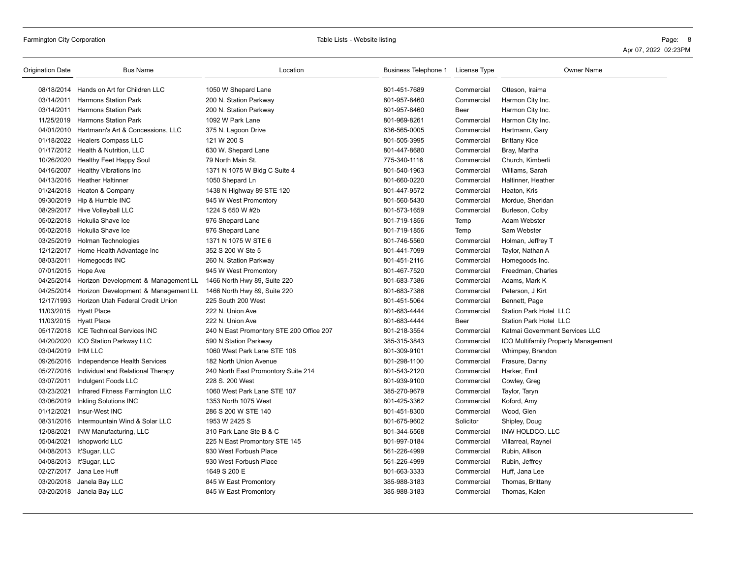| Origination Date | Bus Name | Location | Business Telephone 1 | License Type | Owner Name |
|---|---|---|---|---|---|
| 08/18/2014 | Hands on Art for Children LLC | 1050 W Shepard Lane | 801-451-7689 | Commercial | Otteson, Iraima |
| 03/14/2011 | Harmons Station Park | 200 N. Station Parkway | 801-957-8460 | Commercial | Harmon City Inc. |
| 03/14/2011 | Harmons Station Park | 200 N. Station Parkway | 801-957-8460 | Beer | Harmon City Inc. |
| 11/25/2019 | Harmons Station Park | 1092 W Park Lane | 801-969-8261 | Commercial | Harmon City Inc. |
| 04/01/2010 | Hartmann's Art & Concessions, LLC | 375 N. Lagoon Drive | 636-565-0005 | Commercial | Hartmann, Gary |
| 01/18/2022 | Healers Compass LLC | 121 W 200 S | 801-505-3995 | Commercial | Brittany Kice |
| 01/17/2012 | Health & Nutrition, LLC | 630 W. Shepard Lane | 801-447-8680 | Commercial | Bray, Martha |
| 10/26/2020 | Healthy Feet Happy Soul | 79 North Main St. | 775-340-1116 | Commercial | Church, Kimberli |
| 04/16/2007 | Healthy Vibrations Inc | 1371 N 1075 W Bldg C Suite 4 | 801-540-1963 | Commercial | Williams, Sarah |
| 04/13/2016 | Heather Haltinner | 1050 Shepard Ln | 801-660-0220 | Commercial | Haltinner, Heather |
| 01/24/2018 | Heaton & Company | 1438 N Highway 89 STE 120 | 801-447-9572 | Commercial | Heaton, Kris |
| 09/30/2019 | Hip & Humble INC | 945 W West Promontory | 801-560-5430 | Commercial | Mordue, Sheridan |
| 08/29/2017 | Hive Volleyball LLC | 1224 S 650 W #2b | 801-573-1659 | Commercial | Burleson, Colby |
| 05/02/2018 | Hokulia Shave Ice | 976 Shepard Lane | 801-719-1856 | Temp | Adam Webster |
| 05/02/2018 | Hokulia Shave Ice | 976 Shepard Lane | 801-719-1856 | Temp | Sam Webster |
| 03/25/2019 | Holman Technologies | 1371 N 1075 W STE 6 | 801-746-5560 | Commercial | Holman, Jeffrey T |
| 12/12/2017 | Home Health Advantage Inc | 352 S 200 W Ste 5 | 801-441-7099 | Commercial | Taylor, Nathan A |
| 08/03/2011 | Homegoods INC | 260 N. Station Parkway | 801-451-2116 | Commercial | Homegoods Inc. |
| 07/01/2015 | Hope Ave | 945 W West Promontory | 801-467-7520 | Commercial | Freedman, Charles |
| 04/25/2014 | Horizon Development & Management LL | 1466 North Hwy 89, Suite 220 | 801-683-7386 | Commercial | Adams, Mark K |
| 04/25/2014 | Horizon Development & Management LL | 1466 North Hwy 89, Suite 220 | 801-683-7386 | Commercial | Peterson, J Kirt |
| 12/17/1993 | Horizon Utah Federal Credit Union | 225 South 200 West | 801-451-5064 | Commercial | Bennett, Page |
| 11/03/2015 | Hyatt Place | 222 N. Union Ave | 801-683-4444 | Commercial | Station Park Hotel LLC |
| 11/03/2015 | Hyatt Place | 222 N. Union Ave | 801-683-4444 | Beer | Station Park Hotel LLC |
| 05/17/2018 | ICE Technical Services INC | 240 N East Promontory STE 200 Office 207 | 801-218-3554 | Commercial | Katmai Government Services LLC |
| 04/20/2020 | ICO Station Parkway LLC | 590 N Station Parkway | 385-315-3843 | Commercial | ICO Multifamily Property Management |
| 03/04/2019 | IHM LLC | 1060 West Park Lane STE 108 | 801-309-9101 | Commercial | Whimpey, Brandon |
| 09/26/2016 | Independence Health Services | 182 North Union Avenue | 801-298-1100 | Commercial | Frasure, Danny |
| 05/27/2016 | Individual and Relational Therapy | 240 North East Promontory Suite 214 | 801-543-2120 | Commercial | Harker, Emil |
| 03/07/2011 | Indulgent Foods LLC | 228 S. 200 West | 801-939-9100 | Commercial | Cowley, Greg |
| 03/23/2021 | Infrared Fitness Farmington LLC | 1060 West Park Lane STE 107 | 385-270-9679 | Commercial | Taylor, Taryn |
| 03/06/2019 | Inkling Solutions INC | 1353 North 1075 West | 801-425-3362 | Commercial | Koford, Amy |
| 01/12/2021 | Insur-West INC | 286 S 200 W STE 140 | 801-451-8300 | Commercial | Wood, Glen |
| 08/31/2016 | Intermountain Wind & Solar LLC | 1953 W 2425 S | 801-675-9602 | Solicitor | Shipley, Doug |
| 12/08/2021 | INW Manufacturing, LLC | 310 Park Lane Ste B & C | 801-344-6568 | Commercial | INW HOLDCO. LLC |
| 05/04/2021 | Ishopworld LLC | 225 N East Promontory STE 145 | 801-997-0184 | Commercial | Villarreal, Raynei |
| 04/08/2013 | It'Sugar, LLC | 930 West Forbush Place | 561-226-4999 | Commercial | Rubin, Allison |
| 04/08/2013 | It'Sugar, LLC | 930 West Forbush Place | 561-226-4999 | Commercial | Rubin, Jeffrey |
| 02/27/2017 | Jana Lee Huff | 1649 S 200 E | 801-663-3333 | Commercial | Huff, Jana Lee |
| 03/20/2018 | Janela Bay LLC | 845 W East Promontory | 385-988-3183 | Commercial | Thomas, Brittany |
| 03/20/2018 | Janela Bay LLC | 845 W East Promontory | 385-988-3183 | Commercial | Thomas, Kalen |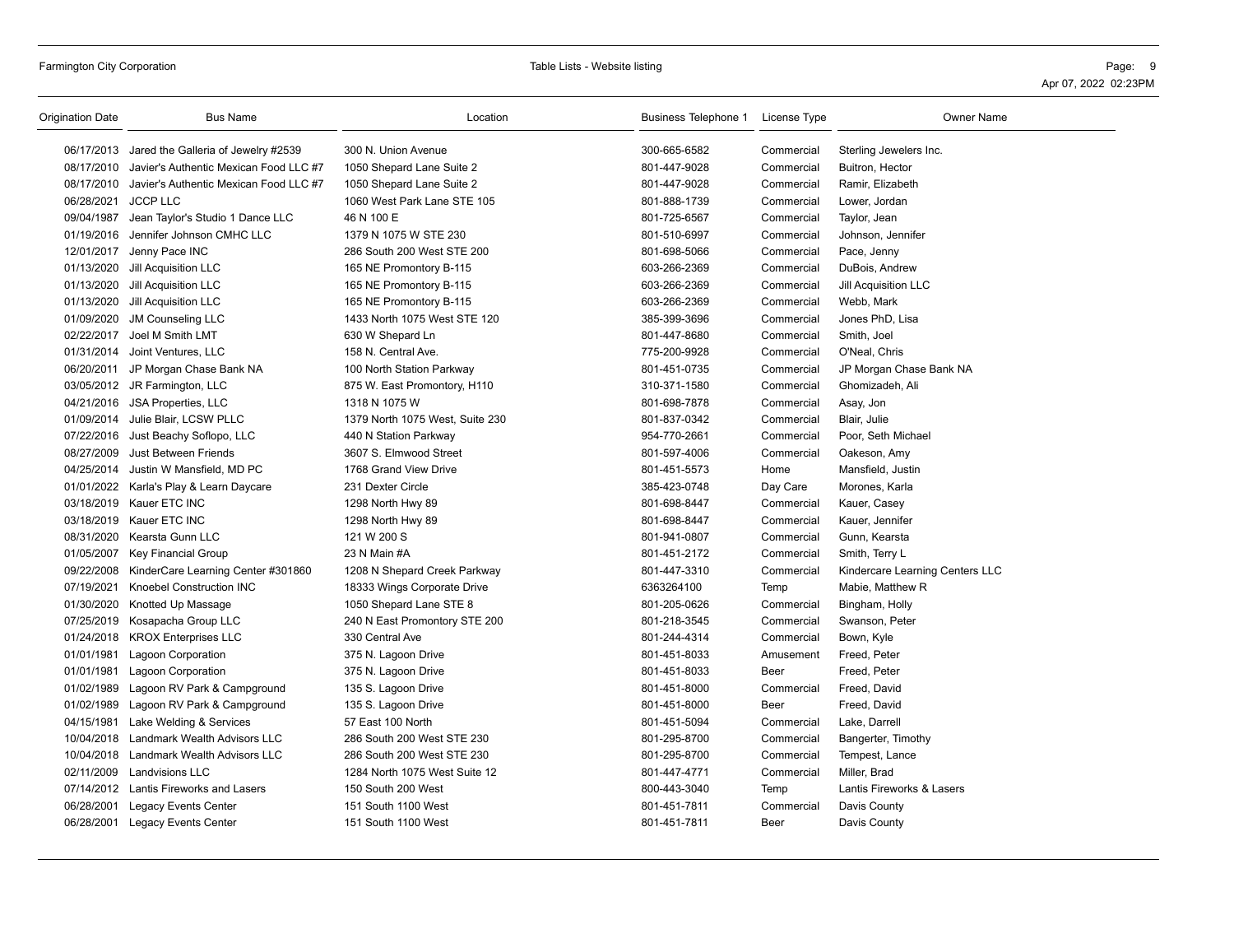| Origination Date | Bus Name | Location | Business Telephone 1 | License Type | Owner Name |
|---|---|---|---|---|---|
| 06/17/2013 | Jared the Galleria of Jewelry #2539 | 300 N. Union Avenue | 300-665-6582 | Commercial | Sterling Jewelers Inc. |
| 08/17/2010 | Javier's Authentic Mexican Food LLC #7 | 1050 Shepard Lane Suite 2 | 801-447-9028 | Commercial | Buitron, Hector |
| 08/17/2010 | Javier's Authentic Mexican Food LLC #7 | 1050 Shepard Lane Suite 2 | 801-447-9028 | Commercial | Ramir, Elizabeth |
| 06/28/2021 | JCCP LLC | 1060 West Park Lane STE 105 | 801-888-1739 | Commercial | Lower, Jordan |
| 09/04/1987 | Jean Taylor's Studio 1 Dance LLC | 46 N 100 E | 801-725-6567 | Commercial | Taylor, Jean |
| 01/19/2016 | Jennifer Johnson CMHC LLC | 1379 N 1075 W STE 230 | 801-510-6997 | Commercial | Johnson, Jennifer |
| 12/01/2017 | Jenny Pace INC | 286 South 200 West STE 200 | 801-698-5066 | Commercial | Pace, Jenny |
| 01/13/2020 | Jill Acquisition LLC | 165 NE Promontory B-115 | 603-266-2369 | Commercial | DuBois, Andrew |
| 01/13/2020 | Jill Acquisition LLC | 165 NE Promontory B-115 | 603-266-2369 | Commercial | Jill Acquisition LLC |
| 01/13/2020 | Jill Acquisition LLC | 165 NE Promontory B-115 | 603-266-2369 | Commercial | Webb, Mark |
| 01/09/2020 | JM Counseling LLC | 1433 North 1075 West STE 120 | 385-399-3696 | Commercial | Jones PhD, Lisa |
| 02/22/2017 | Joel M Smith LMT | 630 W Shepard Ln | 801-447-8680 | Commercial | Smith, Joel |
| 01/31/2014 | Joint Ventures, LLC | 158 N. Central Ave. | 775-200-9928 | Commercial | O'Neal, Chris |
| 06/20/2011 | JP Morgan Chase Bank NA | 100 North Station Parkway | 801-451-0735 | Commercial | JP Morgan Chase Bank NA |
| 03/05/2012 | JR Farmington, LLC | 875 W. East Promontory, H110 | 310-371-1580 | Commercial | Ghomizadeh, Ali |
| 04/21/2016 | JSA Properties, LLC | 1318 N 1075 W | 801-698-7878 | Commercial | Asay, Jon |
| 01/09/2014 | Julie Blair, LCSW PLLC | 1379 North 1075 West, Suite 230 | 801-837-0342 | Commercial | Blair, Julie |
| 07/22/2016 | Just Beachy Soflopo, LLC | 440 N Station Parkway | 954-770-2661 | Commercial | Poor, Seth Michael |
| 08/27/2009 | Just Between Friends | 3607 S. Elmwood Street | 801-597-4006 | Commercial | Oakeson, Amy |
| 04/25/2014 | Justin W Mansfield, MD PC | 1768 Grand View Drive | 801-451-5573 | Home | Mansfield, Justin |
| 01/01/2022 | Karla's Play & Learn Daycare | 231 Dexter Circle | 385-423-0748 | Day Care | Morones, Karla |
| 03/18/2019 | Kauer ETC INC | 1298 North Hwy 89 | 801-698-8447 | Commercial | Kauer, Casey |
| 03/18/2019 | Kauer ETC INC | 1298 North Hwy 89 | 801-698-8447 | Commercial | Kauer, Jennifer |
| 08/31/2020 | Kearsta Gunn LLC | 121 W 200 S | 801-941-0807 | Commercial | Gunn, Kearsta |
| 01/05/2007 | Key Financial Group | 23 N Main #A | 801-451-2172 | Commercial | Smith, Terry L |
| 09/22/2008 | KinderCare Learning Center #301860 | 1208 N Shepard Creek Parkway | 801-447-3310 | Commercial | Kindercare Learning Centers LLC |
| 07/19/2021 | Knoebel Construction INC | 18333 Wings Corporate Drive | 6363264100 | Temp | Mabie, Matthew R |
| 01/30/2020 | Knotted Up Massage | 1050 Shepard Lane STE 8 | 801-205-0626 | Commercial | Bingham, Holly |
| 07/25/2019 | Kosapacha Group LLC | 240 N East Promontory STE 200 | 801-218-3545 | Commercial | Swanson, Peter |
| 01/24/2018 | KROX Enterprises LLC | 330 Central Ave | 801-244-4314 | Commercial | Bown, Kyle |
| 01/01/1981 | Lagoon Corporation | 375 N. Lagoon Drive | 801-451-8033 | Amusement | Freed, Peter |
| 01/01/1981 | Lagoon Corporation | 375 N. Lagoon Drive | 801-451-8033 | Beer | Freed, Peter |
| 01/02/1989 | Lagoon RV Park & Campground | 135 S. Lagoon Drive | 801-451-8000 | Commercial | Freed, David |
| 01/02/1989 | Lagoon RV Park & Campground | 135 S. Lagoon Drive | 801-451-8000 | Beer | Freed, David |
| 04/15/1981 | Lake Welding & Services | 57 East 100 North | 801-451-5094 | Commercial | Lake, Darrell |
| 10/04/2018 | Landmark Wealth Advisors LLC | 286 South 200 West STE 230 | 801-295-8700 | Commercial | Bangerter, Timothy |
| 10/04/2018 | Landmark Wealth Advisors LLC | 286 South 200 West STE 230 | 801-295-8700 | Commercial | Tempest, Lance |
| 02/11/2009 | Landvisions LLC | 1284 North 1075 West Suite 12 | 801-447-4771 | Commercial | Miller, Brad |
| 07/14/2012 | Lantis Fireworks and Lasers | 150 South 200 West | 800-443-3040 | Temp | Lantis Fireworks & Lasers |
| 06/28/2001 | Legacy Events Center | 151 South 1100 West | 801-451-7811 | Commercial | Davis County |
| 06/28/2001 | Legacy Events Center | 151 South 1100 West | 801-451-7811 | Beer | Davis County |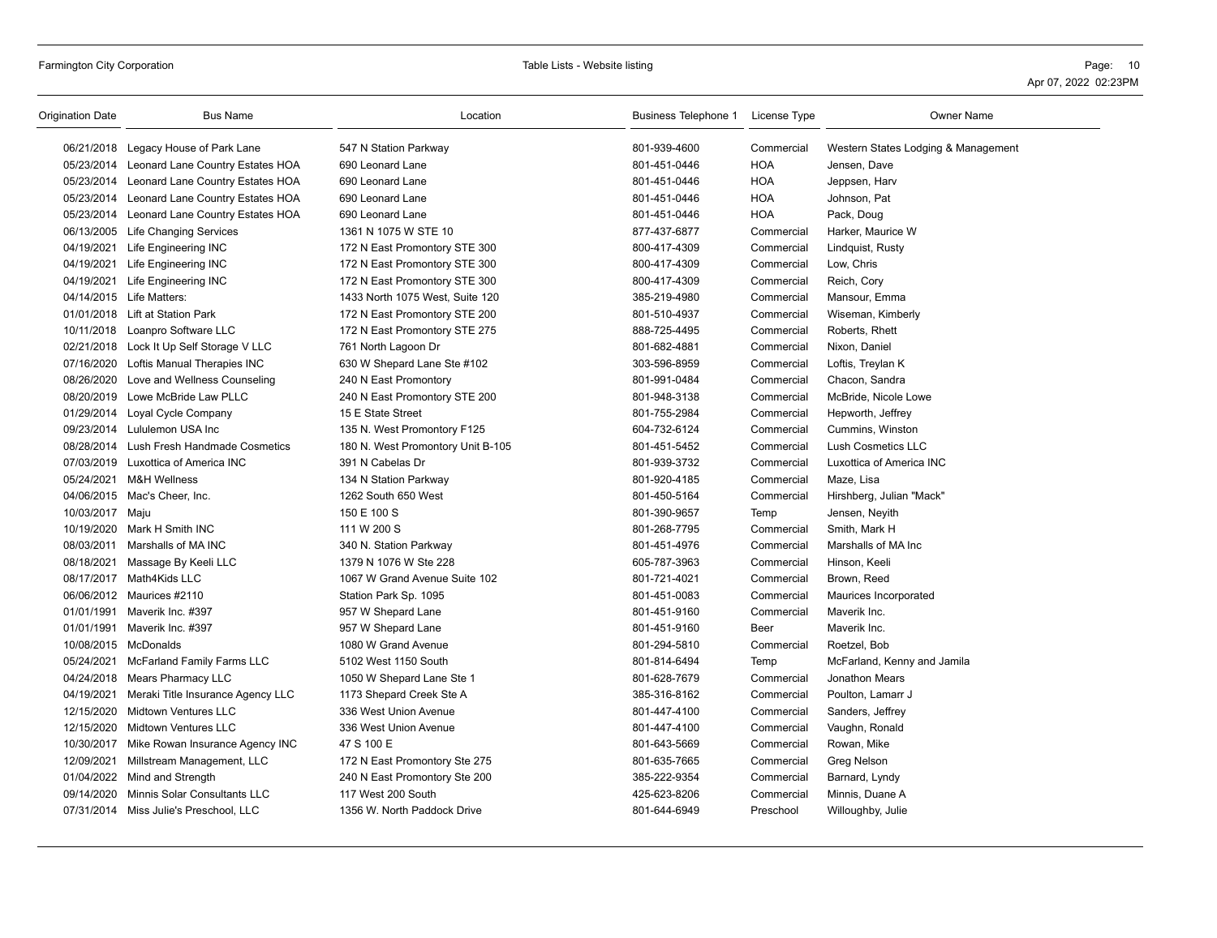| Origination Date | Bus Name | Location | Business Telephone 1 | License Type | Owner Name |
|---|---|---|---|---|---|
| 06/21/2018 | Legacy House of Park Lane | 547 N Station Parkway | 801-939-4600 | Commercial | Western States Lodging & Management |
| 05/23/2014 | Leonard Lane Country Estates HOA | 690 Leonard Lane | 801-451-0446 | HOA | Jensen, Dave |
| 05/23/2014 | Leonard Lane Country Estates HOA | 690 Leonard Lane | 801-451-0446 | HOA | Jeppsen, Harv |
| 05/23/2014 | Leonard Lane Country Estates HOA | 690 Leonard Lane | 801-451-0446 | HOA | Johnson, Pat |
| 05/23/2014 | Leonard Lane Country Estates HOA | 690 Leonard Lane | 801-451-0446 | HOA | Pack, Doug |
| 06/13/2005 | Life Changing Services | 1361 N 1075 W STE 10 | 877-437-6877 | Commercial | Harker, Maurice W |
| 04/19/2021 | Life Engineering INC | 172 N East Promontory STE 300 | 800-417-4309 | Commercial | Lindquist, Rusty |
| 04/19/2021 | Life Engineering INC | 172 N East Promontory STE 300 | 800-417-4309 | Commercial | Low, Chris |
| 04/19/2021 | Life Engineering INC | 172 N East Promontory STE 300 | 800-417-4309 | Commercial | Reich, Cory |
| 04/14/2015 | Life Matters: | 1433 North 1075 West, Suite 120 | 385-219-4980 | Commercial | Mansour, Emma |
| 01/01/2018 | Lift at Station Park | 172 N East Promontory STE 200 | 801-510-4937 | Commercial | Wiseman, Kimberly |
| 10/11/2018 | Loanpro Software LLC | 172 N East Promontory STE 275 | 888-725-4495 | Commercial | Roberts, Rhett |
| 02/21/2018 | Lock It Up Self Storage V LLC | 761 North Lagoon Dr | 801-682-4881 | Commercial | Nixon, Daniel |
| 07/16/2020 | Loftis Manual Therapies INC | 630 W Shepard Lane Ste #102 | 303-596-8959 | Commercial | Loftis, Treylan K |
| 08/26/2020 | Love and Wellness Counseling | 240 N East Promontory | 801-991-0484 | Commercial | Chacon, Sandra |
| 08/20/2019 | Lowe McBride Law PLLC | 240 N East Promontory STE 200 | 801-948-3138 | Commercial | McBride, Nicole Lowe |
| 01/29/2014 | Loyal Cycle Company | 15 E State Street | 801-755-2984 | Commercial | Hepworth, Jeffrey |
| 09/23/2014 | Lululemon USA Inc | 135 N. West Promontory F125 | 604-732-6124 | Commercial | Cummins, Winston |
| 08/28/2014 | Lush Fresh Handmade Cosmetics | 180 N. West Promontory Unit B-105 | 801-451-5452 | Commercial | Lush Cosmetics LLC |
| 07/03/2019 | Luxottica of America INC | 391 N Cabelas Dr | 801-939-3732 | Commercial | Luxottica of America INC |
| 05/24/2021 | M&H Wellness | 134 N Station Parkway | 801-920-4185 | Commercial | Maze, Lisa |
| 04/06/2015 | Mac's Cheer, Inc. | 1262 South 650 West | 801-450-5164 | Commercial | Hirshberg, Julian "Mack" |
| 10/03/2017 | Maju | 150 E 100 S | 801-390-9657 | Temp | Jensen, Neyith |
| 10/19/2020 | Mark H Smith INC | 111 W 200 S | 801-268-7795 | Commercial | Smith, Mark H |
| 08/03/2011 | Marshalls of MA INC | 340 N. Station Parkway | 801-451-4976 | Commercial | Marshalls of MA Inc |
| 08/18/2021 | Massage By Keeli LLC | 1379 N 1076 W Ste 228 | 605-787-3963 | Commercial | Hinson, Keeli |
| 08/17/2017 | Math4Kids LLC | 1067 W Grand Avenue Suite 102 | 801-721-4021 | Commercial | Brown, Reed |
| 06/06/2012 | Maurices #2110 | Station Park Sp. 1095 | 801-451-0083 | Commercial | Maurices Incorporated |
| 01/01/1991 | Maverik Inc. #397 | 957 W Shepard Lane | 801-451-9160 | Commercial | Maverik Inc. |
| 01/01/1991 | Maverik Inc. #397 | 957 W Shepard Lane | 801-451-9160 | Beer | Maverik Inc. |
| 10/08/2015 | McDonalds | 1080 W Grand Avenue | 801-294-5810 | Commercial | Roetzel, Bob |
| 05/24/2021 | McFarland Family Farms LLC | 5102 West 1150 South | 801-814-6494 | Temp | McFarland, Kenny and Jamila |
| 04/24/2018 | Mears Pharmacy LLC | 1050 W Shepard Lane Ste 1 | 801-628-7679 | Commercial | Jonathon Mears |
| 04/19/2021 | Meraki Title Insurance Agency LLC | 1173 Shepard Creek Ste A | 385-316-8162 | Commercial | Poulton, Lamarr J |
| 12/15/2020 | Midtown Ventures LLC | 336 West Union Avenue | 801-447-4100 | Commercial | Sanders, Jeffrey |
| 12/15/2020 | Midtown Ventures LLC | 336 West Union Avenue | 801-447-4100 | Commercial | Vaughn, Ronald |
| 10/30/2017 | Mike Rowan Insurance Agency INC | 47 S 100 E | 801-643-5669 | Commercial | Rowan, Mike |
| 12/09/2021 | Millstream Management, LLC | 172 N East Promontory Ste 275 | 801-635-7665 | Commercial | Greg Nelson |
| 01/04/2022 | Mind and Strength | 240 N East Promontory Ste 200 | 385-222-9354 | Commercial | Barnard, Lyndy |
| 09/14/2020 | Minnis Solar Consultants LLC | 117 West 200 South | 425-623-8206 | Commercial | Minnis, Duane A |
| 07/31/2014 | Miss Julie's Preschool, LLC | 1356 W. North Paddock Drive | 801-644-6949 | Preschool | Willoughby, Julie |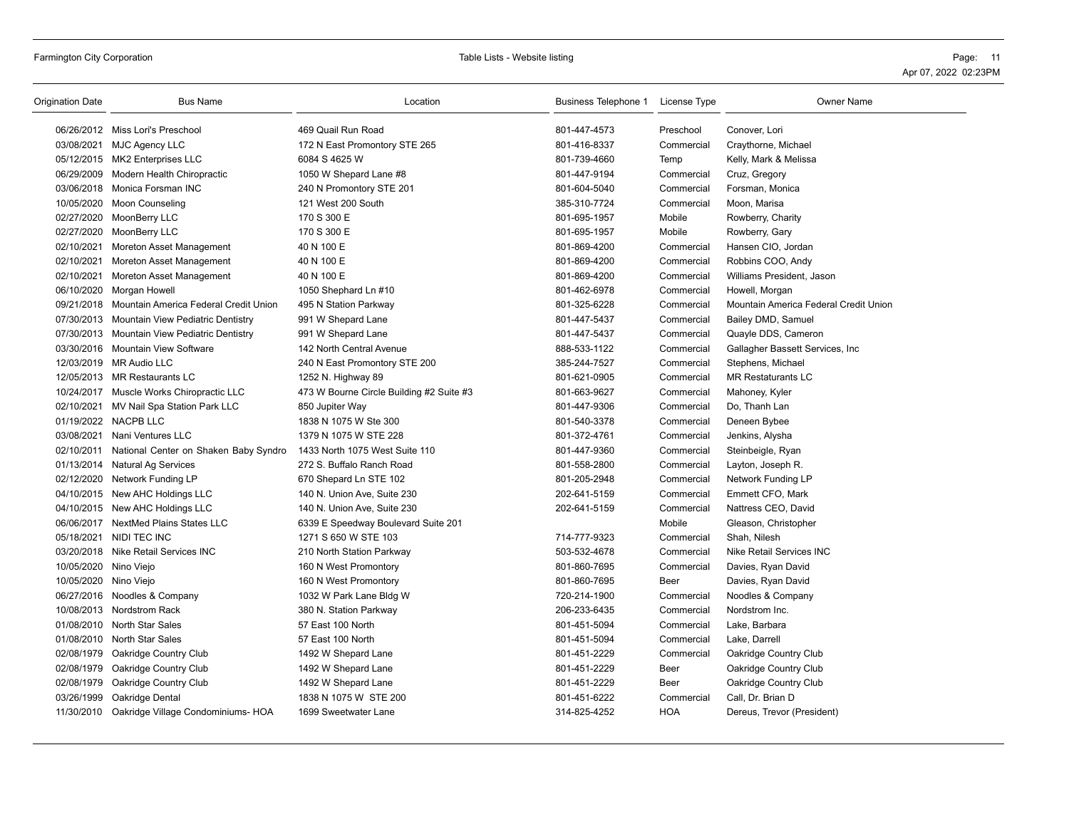| Origination Date | Bus Name | Location | Business Telephone 1 | License Type | Owner Name |
|---|---|---|---|---|---|
| 06/26/2012 | Miss Lori's Preschool | 469 Quail Run Road | 801-447-4573 | Preschool | Conover, Lori |
| 03/08/2021 | MJC Agency LLC | 172 N East Promontory STE 265 | 801-416-8337 | Commercial | Craythorne, Michael |
| 05/12/2015 | MK2 Enterprises LLC | 6084 S 4625 W | 801-739-4660 | Temp | Kelly, Mark & Melissa |
| 06/29/2009 | Modern Health Chiropractic | 1050 W Shepard Lane #8 | 801-447-9194 | Commercial | Cruz, Gregory |
| 03/06/2018 | Monica Forsman INC | 240 N Promontory STE 201 | 801-604-5040 | Commercial | Forsman, Monica |
| 10/05/2020 | Moon Counseling | 121 West 200 South | 385-310-7724 | Commercial | Moon, Marisa |
| 02/27/2020 | MoonBerry LLC | 170 S 300 E | 801-695-1957 | Mobile | Rowberry, Charity |
| 02/27/2020 | MoonBerry LLC | 170 S 300 E | 801-695-1957 | Mobile | Rowberry, Gary |
| 02/10/2021 | Moreton Asset Management | 40 N 100 E | 801-869-4200 | Commercial | Hansen CIO, Jordan |
| 02/10/2021 | Moreton Asset Management | 40 N 100 E | 801-869-4200 | Commercial | Robbins COO, Andy |
| 02/10/2021 | Moreton Asset Management | 40 N 100 E | 801-869-4200 | Commercial | Williams President, Jason |
| 06/10/2020 | Morgan Howell | 1050 Shephard Ln #10 | 801-462-6978 | Commercial | Howell, Morgan |
| 09/21/2018 | Mountain America Federal Credit Union | 495 N Station Parkway | 801-325-6228 | Commercial | Mountain America Federal Credit Union |
| 07/30/2013 | Mountain View Pediatric Dentistry | 991 W Shepard Lane | 801-447-5437 | Commercial | Bailey DMD, Samuel |
| 07/30/2013 | Mountain View Pediatric Dentistry | 991 W Shepard Lane | 801-447-5437 | Commercial | Quayle DDS, Cameron |
| 03/30/2016 | Mountain View Software | 142 North Central Avenue | 888-533-1122 | Commercial | Gallagher Bassett Services, Inc |
| 12/03/2019 | MR Audio LLC | 240 N East Promontory STE 200 | 385-244-7527 | Commercial | Stephens, Michael |
| 12/05/2013 | MR Restaurants LC | 1252 N. Highway 89 | 801-621-0905 | Commercial | MR Restaturants LC |
| 10/24/2017 | Muscle Works Chiropractic LLC | 473 W Bourne Circle Building #2 Suite #3 | 801-663-9627 | Commercial | Mahoney, Kyler |
| 02/10/2021 | MV Nail Spa Station Park LLC | 850 Jupiter Way | 801-447-9306 | Commercial | Do, Thanh Lan |
| 01/19/2022 | NACPB LLC | 1838 N 1075 W Ste 300 | 801-540-3378 | Commercial | Deneen Bybee |
| 03/08/2021 | Nani Ventures LLC | 1379 N 1075 W STE 228 | 801-372-4761 | Commercial | Jenkins, Alysha |
| 02/10/2011 | National Center on Shaken Baby Syndro | 1433 North 1075 West Suite 110 | 801-447-9360 | Commercial | Steinbeigle, Ryan |
| 01/13/2014 | Natural Ag Services | 272 S. Buffalo Ranch Road | 801-558-2800 | Commercial | Layton, Joseph R. |
| 02/12/2020 | Network Funding LP | 670 Shepard Ln STE 102 | 801-205-2948 | Commercial | Network Funding LP |
| 04/10/2015 | New AHC Holdings LLC | 140 N. Union Ave, Suite 230 | 202-641-5159 | Commercial | Emmett CFO, Mark |
| 04/10/2015 | New AHC Holdings LLC | 140 N. Union Ave, Suite 230 | 202-641-5159 | Commercial | Nattress CEO, David |
| 06/06/2017 | NextMed Plains States LLC | 6339 E Speedway Boulevard Suite 201 | | Mobile | Gleason, Christopher |
| 05/18/2021 | NIDI TEC INC | 1271 S 650 W STE 103 | 714-777-9323 | Commercial | Shah, Nilesh |
| 03/20/2018 | Nike Retail Services INC | 210 North Station Parkway | 503-532-4678 | Commercial | Nike Retail Services INC |
| 10/05/2020 | Nino Viejo | 160 N West Promontory | 801-860-7695 | Commercial | Davies, Ryan David |
| 10/05/2020 | Nino Viejo | 160 N West Promontory | 801-860-7695 | Beer | Davies, Ryan David |
| 06/27/2016 | Noodles & Company | 1032 W Park Lane Bldg W | 720-214-1900 | Commercial | Noodles & Company |
| 10/08/2013 | Nordstrom Rack | 380 N. Station Parkway | 206-233-6435 | Commercial | Nordstrom Inc. |
| 01/08/2010 | North Star Sales | 57 East 100 North | 801-451-5094 | Commercial | Lake, Barbara |
| 01/08/2010 | North Star Sales | 57 East 100 North | 801-451-5094 | Commercial | Lake, Darrell |
| 02/08/1979 | Oakridge Country Club | 1492 W Shepard Lane | 801-451-2229 | Commercial | Oakridge Country Club |
| 02/08/1979 | Oakridge Country Club | 1492 W Shepard Lane | 801-451-2229 | Beer | Oakridge Country Club |
| 02/08/1979 | Oakridge Country Club | 1492 W Shepard Lane | 801-451-2229 | Beer | Oakridge Country Club |
| 03/26/1999 | Oakridge Dental | 1838 N 1075 W STE 200 | 801-451-6222 | Commercial | Call, Dr. Brian D |
| 11/30/2010 | Oakridge Village Condominiums- HOA | 1699 Sweetwater Lane | 314-825-4252 | HOA | Dereus, Trevor (President) |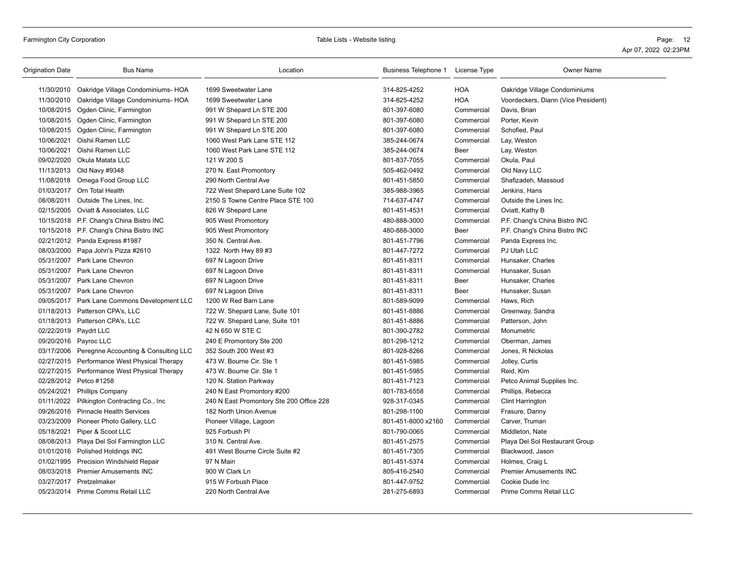| Origination Date | Bus Name | Location | Business Telephone 1 | License Type | Owner Name |
|---|---|---|---|---|---|
| 11/30/2010 | Oakridge Village Condominiums- HOA | 1699 Sweetwater Lane | 314-825-4252 | HOA | Oakridge Village Condominiums |
| 11/30/2010 | Oakridge Village Condominiums- HOA | 1699 Sweetwater Lane | 314-825-4252 | HOA | Voordeckers, Diann (Vice President) |
| 10/08/2015 | Ogden Clinic, Farmington | 991 W Shepard Ln STE 200 | 801-397-6080 | Commercial | Davis, Brian |
| 10/08/2015 | Ogden Clinic, Farmington | 991 W Shepard Ln STE 200 | 801-397-6080 | Commercial | Porter, Kevin |
| 10/08/2015 | Ogden Clinic, Farmington | 991 W Shepard Ln STE 200 | 801-397-6080 | Commercial | Schofied, Paul |
| 10/06/2021 | Oishii Ramen LLC | 1060 West Park Lane STE 112 | 385-244-0674 | Commercial | Lay, Weston |
| 10/06/2021 | Oishii Ramen LLC | 1060 West Park Lane STE 112 | 385-244-0674 | Beer | Lay, Weston |
| 09/02/2020 | Okula Matata LLC | 121 W 200 S | 801-837-7055 | Commercial | Okula, Paul |
| 11/13/2013 | Old Navy #9348 | 270 N. East Promontory | 505-462-0492 | Commercial | Old Navy LLC |
| 11/08/2018 | Omega Food Group LLC | 290 North Central Ave | 801-451-5850 | Commercial | Shafizadeh, Massoud |
| 01/03/2017 | Orn Total Health | 722 West Shepard Lane Suite 102 | 385-988-3965 | Commercial | Jenkins, Hans |
| 08/08/2011 | Outside The Lines, Inc. | 2150 S Towne Centre Place STE 100 | 714-637-4747 | Commercial | Outside the Lines Inc. |
| 02/15/2005 | Oviatt & Associates, LLC | 826 W Shepard Lane | 801-451-4531 | Commercial | Oviatt, Kathy B |
| 10/15/2018 | P.F. Chang's China Bistro INC | 905 West Promontory | 480-888-3000 | Commercial | P.F. Chang's China Bistro INC |
| 10/15/2018 | P.F. Chang's China Bistro INC | 905 West Promontory | 480-888-3000 | Beer | P.F. Chang's China Bistro INC |
| 02/21/2012 | Panda Express #1987 | 350 N. Central Ave. | 801-451-7796 | Commercial | Panda Express Inc. |
| 08/03/2000 | Papa John's Pizza #2610 | 1322 North Hwy 89 #3 | 801-447-7272 | Commercial | PJ Utah LLC |
| 05/31/2007 | Park Lane Chevron | 697 N Lagoon Drive | 801-451-8311 | Commercial | Hunsaker, Charles |
| 05/31/2007 | Park Lane Chevron | 697 N Lagoon Drive | 801-451-8311 | Commercial | Hunsaker, Susan |
| 05/31/2007 | Park Lane Chevron | 697 N Lagoon Drive | 801-451-8311 | Beer | Hunsaker, Charles |
| 05/31/2007 | Park Lane Chevron | 697 N Lagoon Drive | 801-451-8311 | Beer | Hunsaker, Susan |
| 09/05/2017 | Park Lane Commons Development LLC | 1200 W Red Barn Lane | 801-589-9099 | Commercial | Haws, Rich |
| 01/18/2013 | Patterson CPA's, LLC | 722 W. Shepard Lane, Suite 101 | 801-451-8886 | Commercial | Greenway, Sandra |
| 01/18/2013 | Patterson CPA's, LLC | 722 W. Shepard Lane, Suite 101 | 801-451-8886 | Commercial | Patterson, John |
| 02/22/2019 | Paydrt LLC | 42 N 650 W STE C | 801-390-2782 | Commercial | Monumetric |
| 09/20/2016 | Payroc LLC | 240 E Promontory Ste 200 | 801-298-1212 | Commercial | Oberman, James |
| 03/17/2006 | Peregrine Accounting & Consulting LLC | 352 South 200 West #3 | 801-928-8266 | Commercial | Jones, R Nickolas |
| 02/27/2015 | Performance West Physical Therapy | 473 W. Bourne Cir. Ste 1 | 801-451-5985 | Commercial | Jolley, Curtis |
| 02/27/2015 | Performance West Physical Therapy | 473 W. Bourne Cir. Ste 1 | 801-451-5985 | Commercial | Reid, Kim |
| 02/28/2012 | Petco #1258 | 120 N. Station Parkway | 801-451-7123 | Commercial | Petco Animal Supplies Inc. |
| 05/24/2021 | Phillips Company | 240 N East Promontory #200 | 801-783-6558 | Commercial | Phillips, Rebecca |
| 01/11/2022 | Pilkington Contracting Co., Inc | 240 N East Promontory Ste 200 Office 228 | 928-317-0345 | Commercial | Clint Harrington |
| 09/26/2016 | Pinnacle Health Services | 182 North Union Avenue | 801-298-1100 | Commercial | Frasure, Danny |
| 03/23/2009 | Pioneer Photo Gallery, LLC | Pioneer Village, Lagoon | 801-451-8000 x2160 | Commercial | Carver, Truman |
| 05/18/2021 | Piper & Scoot LLC | 925 Forbush Pl | 801-790-0065 | Commercial | Middleton, Nate |
| 08/08/2013 | Playa Del Sol Farmington LLC | 310 N. Central Ave. | 801-451-2575 | Commercial | Playa Del Sol Restaurant Group |
| 01/01/2016 | Polished Holdings INC | 491 West Bourne Circle Suite #2 | 801-451-7305 | Commercial | Blackwood, Jason |
| 01/02/1995 | Precision Windshield Repair | 97 N Main | 801-451-5374 | Commercial | Holmes, Craig L |
| 08/03/2018 | Premier Amusements INC | 900 W Clark Ln | 805-416-2540 | Commercial | Premier Amusements INC |
| 03/27/2017 | Pretzelmaker | 915 W Forbush Place | 801-447-9752 | Commercial | Cookie Dude Inc |
| 05/23/2014 | Prime Comms Retail LLC | 220 North Central Ave | 281-275-6893 | Commercial | Prime Comms Retail LLC |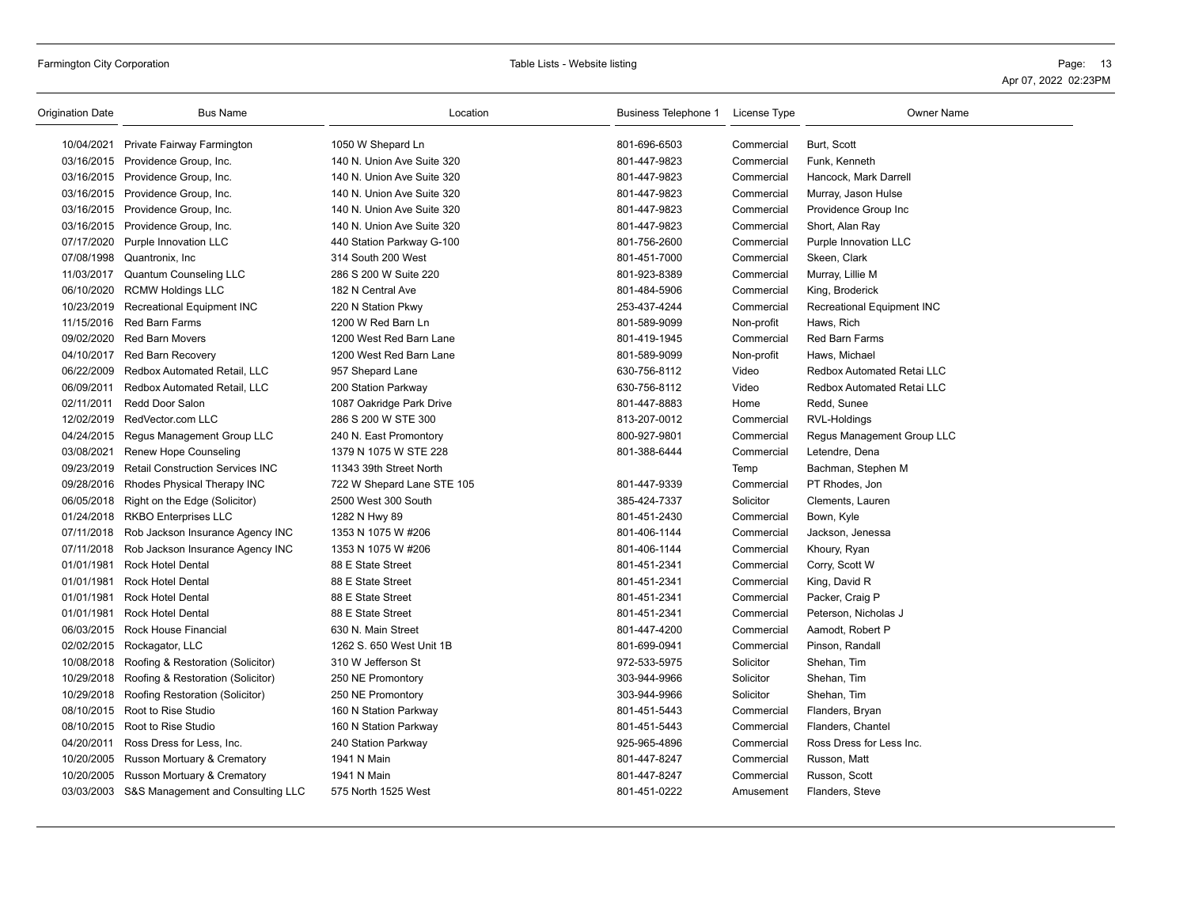| Origination Date | Bus Name | Location | Business Telephone 1 | License Type | Owner Name |
|---|---|---|---|---|---|
| 10/04/2021 | Private Fairway Farmington | 1050 W Shepard Ln | 801-696-6503 | Commercial | Burt, Scott |
| 03/16/2015 | Providence Group, Inc. | 140 N. Union Ave Suite 320 | 801-447-9823 | Commercial | Funk, Kenneth |
| 03/16/2015 | Providence Group, Inc. | 140 N. Union Ave Suite 320 | 801-447-9823 | Commercial | Hancock, Mark Darrell |
| 03/16/2015 | Providence Group, Inc. | 140 N. Union Ave Suite 320 | 801-447-9823 | Commercial | Murray, Jason Hulse |
| 03/16/2015 | Providence Group, Inc. | 140 N. Union Ave Suite 320 | 801-447-9823 | Commercial | Providence Group Inc |
| 03/16/2015 | Providence Group, Inc. | 140 N. Union Ave Suite 320 | 801-447-9823 | Commercial | Short, Alan Ray |
| 07/17/2020 | Purple Innovation LLC | 440 Station Parkway G-100 | 801-756-2600 | Commercial | Purple Innovation LLC |
| 07/08/1998 | Quantronix, Inc | 314 South 200 West | 801-451-7000 | Commercial | Skeen, Clark |
| 11/03/2017 | Quantum Counseling LLC | 286 S 200 W Suite 220 | 801-923-8389 | Commercial | Murray, Lillie M |
| 06/10/2020 | RCMW Holdings LLC | 182 N Central Ave | 801-484-5906 | Commercial | King, Broderick |
| 10/23/2019 | Recreational Equipment INC | 220 N Station Pkwy | 253-437-4244 | Commercial | Recreational Equipment INC |
| 11/15/2016 | Red Barn Farms | 1200 W Red Barn Ln | 801-589-9099 | Non-profit | Haws, Rich |
| 09/02/2020 | Red Barn Movers | 1200 West Red Barn Lane | 801-419-1945 | Commercial | Red Barn Farms |
| 04/10/2017 | Red Barn Recovery | 1200 West Red Barn Lane | 801-589-9099 | Non-profit | Haws, Michael |
| 06/22/2009 | Redbox Automated Retail, LLC | 957 Shepard Lane | 630-756-8112 | Video | Redbox Automated Retai LLC |
| 06/09/2011 | Redbox Automated Retail, LLC | 200 Station Parkway | 630-756-8112 | Video | Redbox Automated Retai LLC |
| 02/11/2011 | Redd Door Salon | 1087 Oakridge Park Drive | 801-447-8883 | Home | Redd, Sunee |
| 12/02/2019 | RedVector.com LLC | 286 S 200 W STE 300 | 813-207-0012 | Commercial | RVL-Holdings |
| 04/24/2015 | Regus Management Group LLC | 240 N. East Promontory | 800-927-9801 | Commercial | Regus Management Group LLC |
| 03/08/2021 | Renew Hope Counseling | 1379 N 1075 W STE 228 | 801-388-6444 | Commercial | Letendre, Dena |
| 09/23/2019 | Retail Construction Services INC | 11343 39th Street North | | Temp | Bachman, Stephen M |
| 09/28/2016 | Rhodes Physical Therapy INC | 722 W Shepard Lane STE 105 | 801-447-9339 | Commercial | PT Rhodes, Jon |
| 06/05/2018 | Right on the Edge (Solicitor) | 2500 West 300 South | 385-424-7337 | Solicitor | Clements, Lauren |
| 01/24/2018 | RKBO Enterprises LLC | 1282 N Hwy 89 | 801-451-2430 | Commercial | Bown, Kyle |
| 07/11/2018 | Rob Jackson Insurance Agency INC | 1353 N 1075 W #206 | 801-406-1144 | Commercial | Jackson, Jenessa |
| 07/11/2018 | Rob Jackson Insurance Agency INC | 1353 N 1075 W #206 | 801-406-1144 | Commercial | Khoury, Ryan |
| 01/01/1981 | Rock Hotel Dental | 88 E State Street | 801-451-2341 | Commercial | Corry, Scott W |
| 01/01/1981 | Rock Hotel Dental | 88 E State Street | 801-451-2341 | Commercial | King, David R |
| 01/01/1981 | Rock Hotel Dental | 88 E State Street | 801-451-2341 | Commercial | Packer, Craig P |
| 01/01/1981 | Rock Hotel Dental | 88 E State Street | 801-451-2341 | Commercial | Peterson, Nicholas J |
| 06/03/2015 | Rock House Financial | 630 N. Main Street | 801-447-4200 | Commercial | Aamodt, Robert P |
| 02/02/2015 | Rockagator, LLC | 1262 S. 650 West Unit 1B | 801-699-0941 | Commercial | Pinson, Randall |
| 10/08/2018 | Roofing & Restoration (Solicitor) | 310 W Jefferson St | 972-533-5975 | Solicitor | Shehan, Tim |
| 10/29/2018 | Roofing & Restoration (Solicitor) | 250 NE Promontory | 303-944-9966 | Solicitor | Shehan, Tim |
| 10/29/2018 | Roofing Restoration (Solicitor) | 250 NE Promontory | 303-944-9966 | Solicitor | Shehan, Tim |
| 08/10/2015 | Root to Rise Studio | 160 N Station Parkway | 801-451-5443 | Commercial | Flanders, Bryan |
| 08/10/2015 | Root to Rise Studio | 160 N Station Parkway | 801-451-5443 | Commercial | Flanders, Chantel |
| 04/20/2011 | Ross Dress for Less, Inc. | 240 Station Parkway | 925-965-4896 | Commercial | Ross Dress for Less Inc. |
| 10/20/2005 | Russon Mortuary & Crematory | 1941 N Main | 801-447-8247 | Commercial | Russon, Matt |
| 10/20/2005 | Russon Mortuary & Crematory | 1941 N Main | 801-447-8247 | Commercial | Russon, Scott |
| 03/03/2003 | S&S Management and Consulting LLC | 575 North 1525 West | 801-451-0222 | Amusement | Flanders, Steve |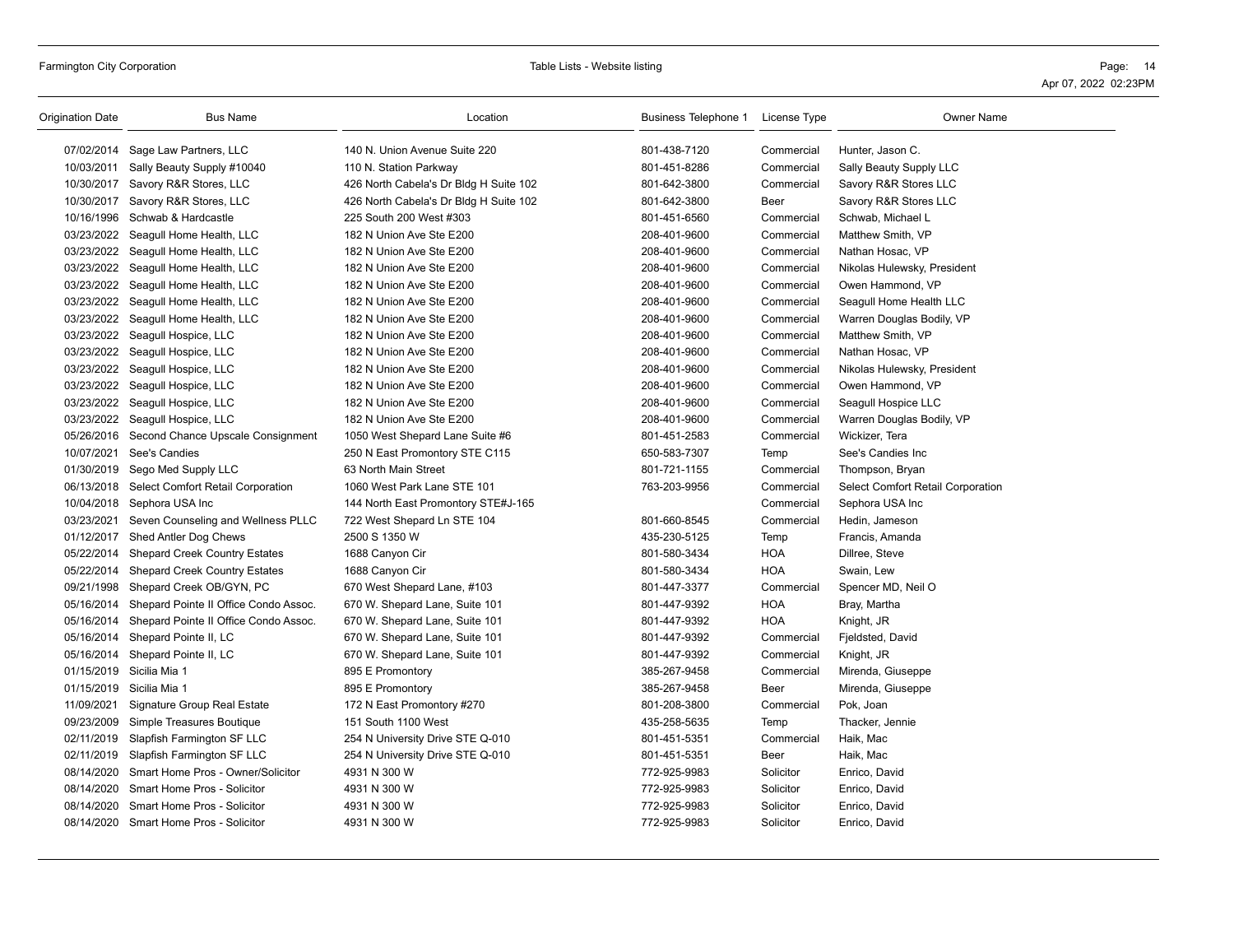| Origination Date | Bus Name | Location | Business Telephone 1 | License Type | Owner Name |
|---|---|---|---|---|---|
| 07/02/2014 | Sage Law Partners, LLC | 140 N. Union Avenue Suite 220 | 801-438-7120 | Commercial | Hunter, Jason C. |
| 10/03/2011 | Sally Beauty Supply #10040 | 110 N. Station Parkway | 801-451-8286 | Commercial | Sally Beauty Supply LLC |
| 10/30/2017 | Savory R&R Stores, LLC | 426 North Cabela's Dr Bldg H Suite 102 | 801-642-3800 | Commercial | Savory R&R Stores LLC |
| 10/30/2017 | Savory R&R Stores, LLC | 426 North Cabela's Dr Bldg H Suite 102 | 801-642-3800 | Beer | Savory R&R Stores LLC |
| 10/16/1996 | Schwab & Hardcastle | 225 South 200 West #303 | 801-451-6560 | Commercial | Schwab, Michael L |
| 03/23/2022 | Seagull Home Health, LLC | 182 N Union Ave Ste E200 | 208-401-9600 | Commercial | Matthew Smith, VP |
| 03/23/2022 | Seagull Home Health, LLC | 182 N Union Ave Ste E200 | 208-401-9600 | Commercial | Nathan Hosac, VP |
| 03/23/2022 | Seagull Home Health, LLC | 182 N Union Ave Ste E200 | 208-401-9600 | Commercial | Nikolas Hulewsky, President |
| 03/23/2022 | Seagull Home Health, LLC | 182 N Union Ave Ste E200 | 208-401-9600 | Commercial | Owen Hammond, VP |
| 03/23/2022 | Seagull Home Health, LLC | 182 N Union Ave Ste E200 | 208-401-9600 | Commercial | Seagull Home Health LLC |
| 03/23/2022 | Seagull Home Health, LLC | 182 N Union Ave Ste E200 | 208-401-9600 | Commercial | Warren Douglas Bodily, VP |
| 03/23/2022 | Seagull Hospice, LLC | 182 N Union Ave Ste E200 | 208-401-9600 | Commercial | Matthew Smith, VP |
| 03/23/2022 | Seagull Hospice, LLC | 182 N Union Ave Ste E200 | 208-401-9600 | Commercial | Nathan Hosac, VP |
| 03/23/2022 | Seagull Hospice, LLC | 182 N Union Ave Ste E200 | 208-401-9600 | Commercial | Nikolas Hulewsky, President |
| 03/23/2022 | Seagull Hospice, LLC | 182 N Union Ave Ste E200 | 208-401-9600 | Commercial | Owen Hammond, VP |
| 03/23/2022 | Seagull Hospice, LLC | 182 N Union Ave Ste E200 | 208-401-9600 | Commercial | Seagull Hospice LLC |
| 03/23/2022 | Seagull Hospice, LLC | 182 N Union Ave Ste E200 | 208-401-9600 | Commercial | Warren Douglas Bodily, VP |
| 05/26/2016 | Second Chance Upscale Consignment | 1050 West Shepard Lane Suite #6 | 801-451-2583 | Commercial | Wickizer, Tera |
| 10/07/2021 | See's Candies | 250 N East Promontory STE C115 | 650-583-7307 | Temp | See's Candies Inc |
| 01/30/2019 | Sego Med Supply LLC | 63 North Main Street | 801-721-1155 | Commercial | Thompson, Bryan |
| 06/13/2018 | Select Comfort Retail Corporation | 1060 West Park Lane STE 101 | 763-203-9956 | Commercial | Select Comfort Retail Corporation |
| 10/04/2018 | Sephora USA Inc | 144 North East Promontory STE#J-165 | | Commercial | Sephora USA Inc |
| 03/23/2021 | Seven Counseling and Wellness PLLC | 722 West Shepard Ln STE 104 | 801-660-8545 | Commercial | Hedin, Jameson |
| 01/12/2017 | Shed Antler Dog Chews | 2500 S 1350 W | 435-230-5125 | Temp | Francis, Amanda |
| 05/22/2014 | Shepard Creek Country Estates | 1688 Canyon Cir | 801-580-3434 | HOA | Dillree, Steve |
| 05/22/2014 | Shepard Creek Country Estates | 1688 Canyon Cir | 801-580-3434 | HOA | Swain, Lew |
| 09/21/1998 | Shepard Creek OB/GYN, PC | 670 West Shepard Lane, #103 | 801-447-3377 | Commercial | Spencer MD, Neil O |
| 05/16/2014 | Shepard Pointe II Office Condo Assoc. | 670 W. Shepard Lane, Suite 101 | 801-447-9392 | HOA | Bray, Martha |
| 05/16/2014 | Shepard Pointe II Office Condo Assoc. | 670 W. Shepard Lane, Suite 101 | 801-447-9392 | HOA | Knight, JR |
| 05/16/2014 | Shepard Pointe II, LC | 670 W. Shepard Lane, Suite 101 | 801-447-9392 | Commercial | Fjeldsted, David |
| 05/16/2014 | Shepard Pointe II, LC | 670 W. Shepard Lane, Suite 101 | 801-447-9392 | Commercial | Knight, JR |
| 01/15/2019 | Sicilia Mia 1 | 895 E Promontory | 385-267-9458 | Commercial | Mirenda, Giuseppe |
| 01/15/2019 | Sicilia Mia 1 | 895 E Promontory | 385-267-9458 | Beer | Mirenda, Giuseppe |
| 11/09/2021 | Signature Group Real Estate | 172 N East Promontory #270 | 801-208-3800 | Commercial | Pok, Joan |
| 09/23/2009 | Simple Treasures Boutique | 151 South 1100 West | 435-258-5635 | Temp | Thacker, Jennie |
| 02/11/2019 | Slapfish Farmington SF LLC | 254 N University Drive STE Q-010 | 801-451-5351 | Commercial | Haik, Mac |
| 02/11/2019 | Slapfish Farmington SF LLC | 254 N University Drive STE Q-010 | 801-451-5351 | Beer | Haik, Mac |
| 08/14/2020 | Smart Home Pros - Owner/Solicitor | 4931 N 300 W | 772-925-9983 | Solicitor | Enrico, David |
| 08/14/2020 | Smart Home Pros - Solicitor | 4931 N 300 W | 772-925-9983 | Solicitor | Enrico, David |
| 08/14/2020 | Smart Home Pros - Solicitor | 4931 N 300 W | 772-925-9983 | Solicitor | Enrico, David |
| 08/14/2020 | Smart Home Pros - Solicitor | 4931 N 300 W | 772-925-9983 | Solicitor | Enrico, David |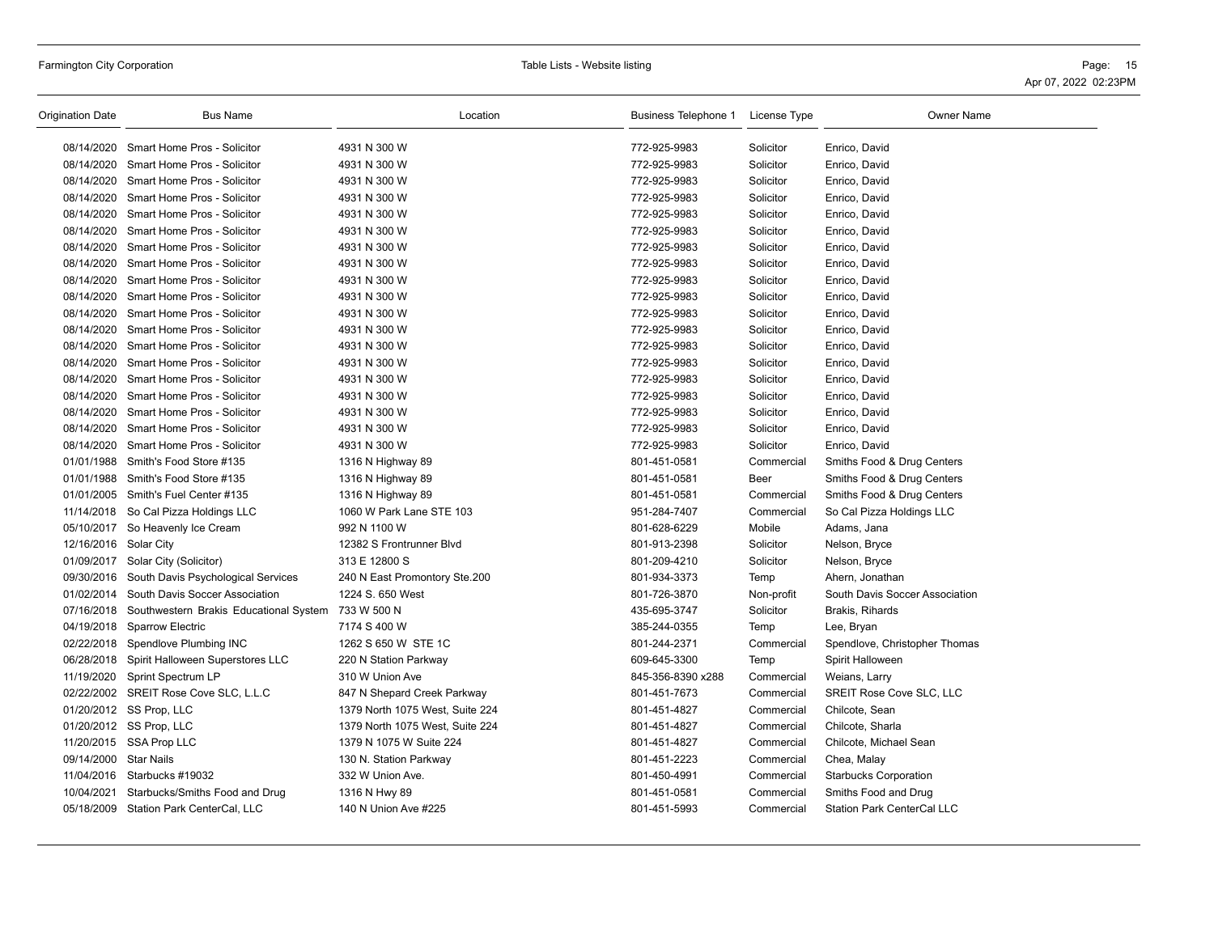| Origination Date | Bus Name | Location | Business Telephone 1 | License Type | Owner Name |
| --- | --- | --- | --- | --- | --- |
| 08/14/2020 | Smart Home Pros - Solicitor | 4931 N 300 W | 772-925-9983 | Solicitor | Enrico, David |
| 08/14/2020 | Smart Home Pros - Solicitor | 4931 N 300 W | 772-925-9983 | Solicitor | Enrico, David |
| 08/14/2020 | Smart Home Pros - Solicitor | 4931 N 300 W | 772-925-9983 | Solicitor | Enrico, David |
| 08/14/2020 | Smart Home Pros - Solicitor | 4931 N 300 W | 772-925-9983 | Solicitor | Enrico, David |
| 08/14/2020 | Smart Home Pros - Solicitor | 4931 N 300 W | 772-925-9983 | Solicitor | Enrico, David |
| 08/14/2020 | Smart Home Pros - Solicitor | 4931 N 300 W | 772-925-9983 | Solicitor | Enrico, David |
| 08/14/2020 | Smart Home Pros - Solicitor | 4931 N 300 W | 772-925-9983 | Solicitor | Enrico, David |
| 08/14/2020 | Smart Home Pros - Solicitor | 4931 N 300 W | 772-925-9983 | Solicitor | Enrico, David |
| 08/14/2020 | Smart Home Pros - Solicitor | 4931 N 300 W | 772-925-9983 | Solicitor | Enrico, David |
| 08/14/2020 | Smart Home Pros - Solicitor | 4931 N 300 W | 772-925-9983 | Solicitor | Enrico, David |
| 08/14/2020 | Smart Home Pros - Solicitor | 4931 N 300 W | 772-925-9983 | Solicitor | Enrico, David |
| 08/14/2020 | Smart Home Pros - Solicitor | 4931 N 300 W | 772-925-9983 | Solicitor | Enrico, David |
| 08/14/2020 | Smart Home Pros - Solicitor | 4931 N 300 W | 772-925-9983 | Solicitor | Enrico, David |
| 08/14/2020 | Smart Home Pros - Solicitor | 4931 N 300 W | 772-925-9983 | Solicitor | Enrico, David |
| 08/14/2020 | Smart Home Pros - Solicitor | 4931 N 300 W | 772-925-9983 | Solicitor | Enrico, David |
| 08/14/2020 | Smart Home Pros - Solicitor | 4931 N 300 W | 772-925-9983 | Solicitor | Enrico, David |
| 08/14/2020 | Smart Home Pros - Solicitor | 4931 N 300 W | 772-925-9983 | Solicitor | Enrico, David |
| 08/14/2020 | Smart Home Pros - Solicitor | 4931 N 300 W | 772-925-9983 | Solicitor | Enrico, David |
| 08/14/2020 | Smart Home Pros - Solicitor | 4931 N 300 W | 772-925-9983 | Solicitor | Enrico, David |
| 01/01/1988 | Smith's Food Store #135 | 1316 N Highway 89 | 801-451-0581 | Commercial | Smiths Food & Drug Centers |
| 01/01/1988 | Smith's Food Store #135 | 1316 N Highway 89 | 801-451-0581 | Beer | Smiths Food & Drug Centers |
| 01/01/2005 | Smith's Fuel Center #135 | 1316 N Highway 89 | 801-451-0581 | Commercial | Smiths Food & Drug Centers |
| 11/14/2018 | So Cal Pizza Holdings LLC | 1060 W Park Lane STE 103 | 951-284-7407 | Commercial | So Cal Pizza Holdings LLC |
| 05/10/2017 | So Heavenly Ice Cream | 992 N 1100 W | 801-628-6229 | Mobile | Adams, Jana |
| 12/16/2016 | Solar City | 12382 S Frontrunner Blvd | 801-913-2398 | Solicitor | Nelson, Bryce |
| 01/09/2017 | Solar City (Solicitor) | 313 E 12800 S | 801-209-4210 | Solicitor | Nelson, Bryce |
| 09/30/2016 | South Davis Psychological Services | 240 N East Promontory Ste.200 | 801-934-3373 | Temp | Ahern, Jonathan |
| 01/02/2014 | South Davis Soccer Association | 1224 S. 650 West | 801-726-3870 | Non-profit | South Davis Soccer Association |
| 07/16/2018 | Southwestern Brakis Educational System | 733 W 500 N | 435-695-3747 | Solicitor | Brakis, Rihards |
| 04/19/2018 | Sparrow Electric | 7174 S 400 W | 385-244-0355 | Temp | Lee, Bryan |
| 02/22/2018 | Spendlove Plumbing INC | 1262 S 650 W STE 1C | 801-244-2371 | Commercial | Spendlove, Christopher Thomas |
| 06/28/2018 | Spirit Halloween Superstores LLC | 220 N Station Parkway | 609-645-3300 | Temp | Spirit Halloween |
| 11/19/2020 | Sprint Spectrum LP | 310 W Union Ave | 845-356-8390 x288 | Commercial | Weians, Larry |
| 02/22/2002 | SREIT Rose Cove SLC, L.L.C | 847 N Shepard Creek Parkway | 801-451-7673 | Commercial | SREIT Rose Cove SLC, LLC |
| 01/20/2012 | SS Prop, LLC | 1379 North 1075 West, Suite 224 | 801-451-4827 | Commercial | Chilcote, Sean |
| 01/20/2012 | SS Prop, LLC | 1379 North 1075 West, Suite 224 | 801-451-4827 | Commercial | Chilcote, Sharla |
| 11/20/2015 | SSA Prop LLC | 1379 N 1075 W Suite 224 | 801-451-4827 | Commercial | Chilcote, Michael Sean |
| 09/14/2000 | Star Nails | 130 N. Station Parkway | 801-451-2223 | Commercial | Chea, Malay |
| 11/04/2016 | Starbucks #19032 | 332 W Union Ave. | 801-450-4991 | Commercial | Starbucks Corporation |
| 10/04/2021 | Starbucks/Smiths Food and Drug | 1316 N Hwy 89 | 801-451-0581 | Commercial | Smiths Food and Drug |
| 05/18/2009 | Station Park CenterCal, LLC | 140 N Union Ave #225 | 801-451-5993 | Commercial | Station Park CenterCal LLC |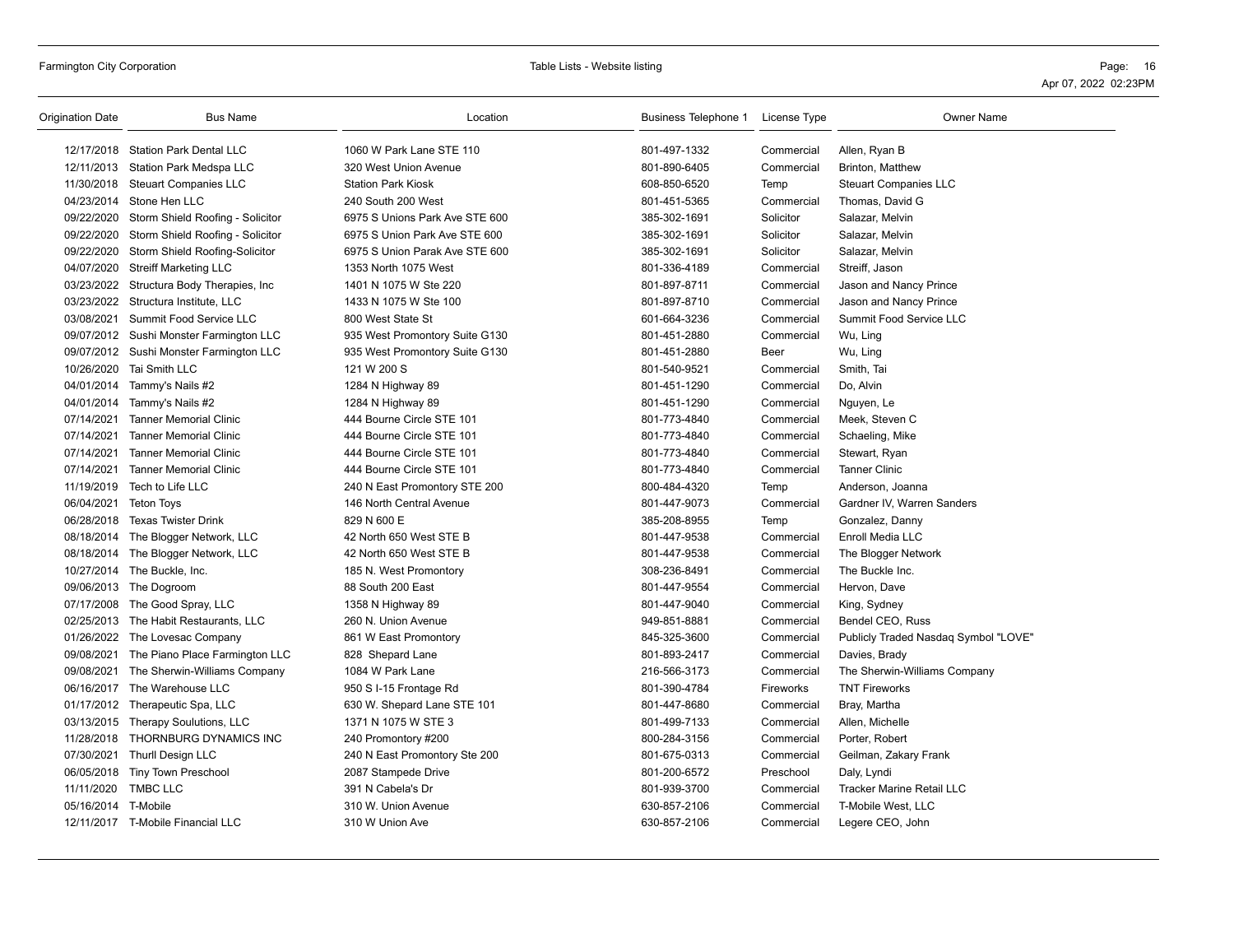| Origination Date | Bus Name | Location | Business Telephone 1 | License Type | Owner Name |
|---|---|---|---|---|---|
| 12/17/2018 | Station Park Dental LLC | 1060 W Park Lane STE 110 | 801-497-1332 | Commercial | Allen, Ryan B |
| 12/11/2013 | Station Park Medspa LLC | 320 West Union Avenue | 801-890-6405 | Commercial | Brinton, Matthew |
| 11/30/2018 | Steuart Companies LLC | Station Park Kiosk | 608-850-6520 | Temp | Steuart Companies LLC |
| 04/23/2014 | Stone Hen LLC | 240 South 200 West | 801-451-5365 | Commercial | Thomas, David G |
| 09/22/2020 | Storm Shield Roofing - Solicitor | 6975 S Unions Park Ave STE 600 | 385-302-1691 | Solicitor | Salazar, Melvin |
| 09/22/2020 | Storm Shield Roofing - Solicitor | 6975 S Union Park Ave STE 600 | 385-302-1691 | Solicitor | Salazar, Melvin |
| 09/22/2020 | Storm Shield Roofing-Solicitor | 6975 S Union Parak Ave STE 600 | 385-302-1691 | Solicitor | Salazar, Melvin |
| 04/07/2020 | Streiff Marketing LLC | 1353 North 1075 West | 801-336-4189 | Commercial | Streiff, Jason |
| 03/23/2022 | Structura Body Therapies, Inc | 1401 N 1075 W Ste 220 | 801-897-8711 | Commercial | Jason and Nancy Prince |
| 03/23/2022 | Structura Institute, LLC | 1433 N 1075 W Ste 100 | 801-897-8710 | Commercial | Jason and Nancy Prince |
| 03/08/2021 | Summit Food Service LLC | 800 West State St | 601-664-3236 | Commercial | Summit Food Service LLC |
| 09/07/2012 | Sushi Monster Farmington LLC | 935 West Promontory Suite G130 | 801-451-2880 | Commercial | Wu, Ling |
| 09/07/2012 | Sushi Monster Farmington LLC | 935 West Promontory Suite G130 | 801-451-2880 | Beer | Wu, Ling |
| 10/26/2020 | Tai Smith LLC | 121 W 200 S | 801-540-9521 | Commercial | Smith, Tai |
| 04/01/2014 | Tammy's Nails #2 | 1284 N Highway 89 | 801-451-1290 | Commercial | Do, Alvin |
| 04/01/2014 | Tammy's Nails #2 | 1284 N Highway 89 | 801-451-1290 | Commercial | Nguyen, Le |
| 07/14/2021 | Tanner Memorial Clinic | 444 Bourne Circle STE 101 | 801-773-4840 | Commercial | Meek, Steven C |
| 07/14/2021 | Tanner Memorial Clinic | 444 Bourne Circle STE 101 | 801-773-4840 | Commercial | Schaeling, Mike |
| 07/14/2021 | Tanner Memorial Clinic | 444 Bourne Circle STE 101 | 801-773-4840 | Commercial | Stewart, Ryan |
| 07/14/2021 | Tanner Memorial Clinic | 444 Bourne Circle STE 101 | 801-773-4840 | Commercial | Tanner Clinic |
| 11/19/2019 | Tech to Life LLC | 240 N East Promontory STE 200 | 800-484-4320 | Temp | Anderson, Joanna |
| 06/04/2021 | Teton Toys | 146 North Central Avenue | 801-447-9073 | Commercial | Gardner IV, Warren Sanders |
| 06/28/2018 | Texas Twister Drink | 829 N 600 E | 385-208-8955 | Temp | Gonzalez, Danny |
| 08/18/2014 | The Blogger Network, LLC | 42 North 650 West STE B | 801-447-9538 | Commercial | Enroll Media LLC |
| 08/18/2014 | The Blogger Network, LLC | 42 North 650 West STE B | 801-447-9538 | Commercial | The Blogger Network |
| 10/27/2014 | The Buckle, Inc. | 185 N. West Promontory | 308-236-8491 | Commercial | The Buckle Inc. |
| 09/06/2013 | The Dogroom | 88 South 200 East | 801-447-9554 | Commercial | Hervon, Dave |
| 07/17/2008 | The Good Spray, LLC | 1358 N Highway 89 | 801-447-9040 | Commercial | King, Sydney |
| 02/25/2013 | The Habit Restaurants, LLC | 260 N. Union Avenue | 949-851-8881 | Commercial | Bendel CEO, Russ |
| 01/26/2022 | The Lovesac Company | 861 W East Promontory | 845-325-3600 | Commercial | Publicly Traded Nasdaq Symbol "LOVE" |
| 09/08/2021 | The Piano Place Farmington LLC | 828 Shepard Lane | 801-893-2417 | Commercial | Davies, Brady |
| 09/08/2021 | The Sherwin-Williams Company | 1084 W Park Lane | 216-566-3173 | Commercial | The Sherwin-Williams Company |
| 06/16/2017 | The Warehouse LLC | 950 S I-15 Frontage Rd | 801-390-4784 | Fireworks | TNT Fireworks |
| 01/17/2012 | Therapeutic Spa, LLC | 630 W. Shepard Lane STE 101 | 801-447-8680 | Commercial | Bray, Martha |
| 03/13/2015 | Therapy Soulutions, LLC | 1371 N 1075 W STE 3 | 801-499-7133 | Commercial | Allen, Michelle |
| 11/28/2018 | THORNBURG DYNAMICS INC | 240 Promontory #200 | 800-284-3156 | Commercial | Porter, Robert |
| 07/30/2021 | Thurll Design LLC | 240 N East Promontory Ste 200 | 801-675-0313 | Commercial | Geilman, Zakary Frank |
| 06/05/2018 | Tiny Town Preschool | 2087 Stampede Drive | 801-200-6572 | Preschool | Daly, Lyndi |
| 11/11/2020 | TMBC LLC | 391 N Cabela's Dr | 801-939-3700 | Commercial | Tracker Marine Retail LLC |
| 05/16/2014 | T-Mobile | 310 W. Union Avenue | 630-857-2106 | Commercial | T-Mobile West, LLC |
| 12/11/2017 | T-Mobile Financial LLC | 310 W Union Ave | 630-857-2106 | Commercial | Legere CEO, John |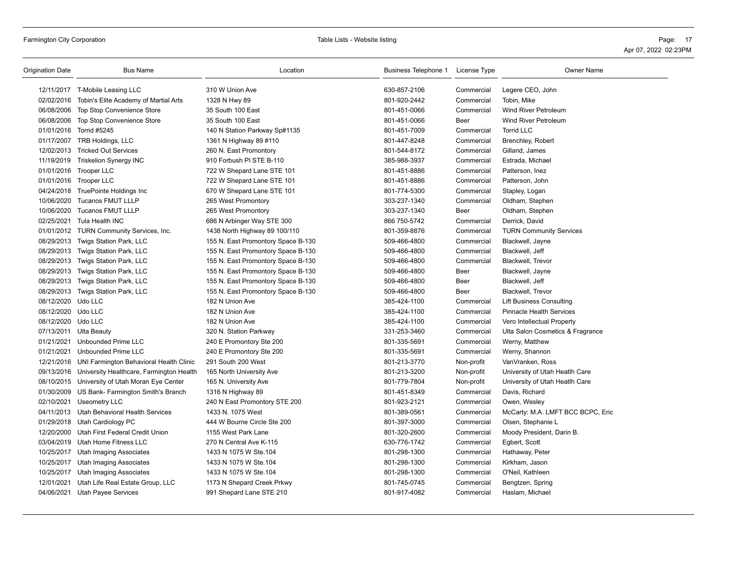| Origination Date | Bus Name | Location | Business Telephone 1 | License Type | Owner Name |
|---|---|---|---|---|---|
| 12/11/2017 | T-Mobile Leasing LLC | 310 W Union Ave | 630-857-2106 | Commercial | Legere CEO, John |
| 02/02/2016 | Tobin's Elite Academy of Martial Arts | 1328 N Hwy 89 | 801-920-2442 | Commercial | Tobin, Mike |
| 06/08/2006 | Top Stop Convenience Store | 35 South 100 East | 801-451-0066 | Commercial | Wind River Petroleum |
| 06/08/2006 | Top Stop Convenience Store | 35 South 100 East | 801-451-0066 | Beer | Wind River Petroleum |
| 01/01/2016 | Torrid #5245 | 140 N Station Parkway Sp#1135 | 801-451-7009 | Commercial | Torrid LLC |
| 01/17/2007 | TRB Holdings, LLC | 1361 N Highway 89 #110 | 801-447-8248 | Commercial | Brenchley, Robert |
| 12/02/2013 | Tricked Out Services | 260 N. East Promontory | 801-544-8172 | Commercial | Gilland, James |
| 11/19/2019 | Triskelion Synergy INC | 910 Forbush Pl STE B-110 | 385-988-3937 | Commercial | Estrada, Michael |
| 01/01/2016 | Trooper LLC | 722 W Shepard Lane STE 101 | 801-451-8886 | Commercial | Patterson, Inez |
| 01/01/2016 | Trooper LLC | 722 W Shepard Lane STE 101 | 801-451-8886 | Commercial | Patterson, John |
| 04/24/2018 | TruePointe Holdings Inc | 670 W Shepard Lane STE 101 | 801-774-5300 | Commercial | Stapley, Logan |
| 10/06/2020 | Tucanos FMUT LLLP | 265 West Promontory | 303-237-1340 | Commercial | Oldham, Stephen |
| 10/06/2020 | Tucanos FMUT LLLP | 265 West Promontory | 303-237-1340 | Beer | Oldham, Stephen |
| 02/25/2021 | Tula Health INC | 686 N Arbinger Way STE 300 | 866 750-5742 | Commercial | Derrick, David |
| 01/01/2012 | TURN Community Services, Inc. | 1438 North Highway 89 100/110 | 801-359-8876 | Commercial | TURN Community Services |
| 08/29/2013 | Twigs Station Park, LLC | 155 N. East Promontory Space B-130 | 509-466-4800 | Commercial | Blackwell, Jayne |
| 08/29/2013 | Twigs Station Park, LLC | 155 N. East Promontory Space B-130 | 509-466-4800 | Commercial | Blackwell, Jeff |
| 08/29/2013 | Twigs Station Park, LLC | 155 N. East Promontory Space B-130 | 509-466-4800 | Commercial | Blackwell, Trevor |
| 08/29/2013 | Twigs Station Park, LLC | 155 N. East Promontory Space B-130 | 509-466-4800 | Beer | Blackwell, Jayne |
| 08/29/2013 | Twigs Station Park, LLC | 155 N. East Promontory Space B-130 | 509-466-4800 | Beer | Blackwell, Jeff |
| 08/29/2013 | Twigs Station Park, LLC | 155 N. East Promontory Space B-130 | 509-466-4800 | Beer | Blackwell, Trevor |
| 08/12/2020 | Udo LLC | 182 N Union Ave | 385-424-1100 | Commercial | Lift Business Consulting |
| 08/12/2020 | Udo LLC | 182 N Union Ave | 385-424-1100 | Commercial | Pinnacle Health Services |
| 08/12/2020 | Udo LLC | 182 N Union Ave | 385-424-1100 | Commercial | Vero Intellectual Property |
| 07/13/2011 | Ulta Beauty | 320 N. Station Parkway | 331-253-3460 | Commercial | Ulta Salon Cosmetics & Fragrance |
| 01/21/2021 | Unbounded Prime LLC | 240 E Promontory Ste 200 | 801-335-5691 | Commercial | Werny, Matthew |
| 01/21/2021 | Unbounded Prime LLC | 240 E Promontory Ste 200 | 801-335-5691 | Commercial | Werny, Shannon |
| 12/21/2016 | UNI Farmington Behavioral Health Clinic | 291 South 200 West | 801-213-3770 | Non-profit | VanVranken, Ross |
| 09/13/2016 | University Healthcare, Farmington Health | 165 North University Ave | 801-213-3200 | Non-profit | University of Utah Heatlh Care |
| 08/10/2015 | University of Utah Moran Eye Center | 165 N. University Ave | 801-779-7804 | Non-profit | University of Utah Heatlh Care |
| 01/30/2009 | US Bank- Farmington Smith's Branch | 1316 N Highway 89 | 801-451-8349 | Commercial | Davis, Richard |
| 02/10/2021 | Useometry LLC | 240 N East Promontory STE 200 | 801-923-2121 | Commercial | Owen, Wesley |
| 04/11/2013 | Utah Behavioral Health Services | 1433 N. 1075 West | 801-389-0561 | Commercial | McCarty: M.A. LMFT BCC BCPC, Eric |
| 01/29/2018 | Utah Cardiology PC | 444 W Bourne Circle Ste 200 | 801-397-3000 | Commercial | Olsen, Stephanie L |
| 12/20/2000 | Utah First Federal Credit Union | 1155 West Park Lane | 801-320-2600 | Commercial | Moody President, Darin B. |
| 03/04/2019 | Utah Home Fitness LLC | 270 N Central Ave K-115 | 630-776-1742 | Commercial | Egbert, Scott |
| 10/25/2017 | Utah Imaging Associates | 1433 N 1075 W Ste.104 | 801-298-1300 | Commercial | Hathaway, Peter |
| 10/25/2017 | Utah Imaging Associates | 1433 N 1075 W Ste.104 | 801-298-1300 | Commercial | Kirkham, Jason |
| 10/25/2017 | Utah Imaging Associates | 1433 N 1075 W Ste.104 | 801-298-1300 | Commercial | O'Neil, Kathleen |
| 12/01/2021 | Utah Life Real Estate Group, LLC | 1173 N Shepard Creek Prkwy | 801-745-0745 | Commercial | Bengtzen, Spring |
| 04/06/2021 | Utah Payee Services | 991 Shepard Lane STE 210 | 801-917-4082 | Commercial | Haslam, Michael |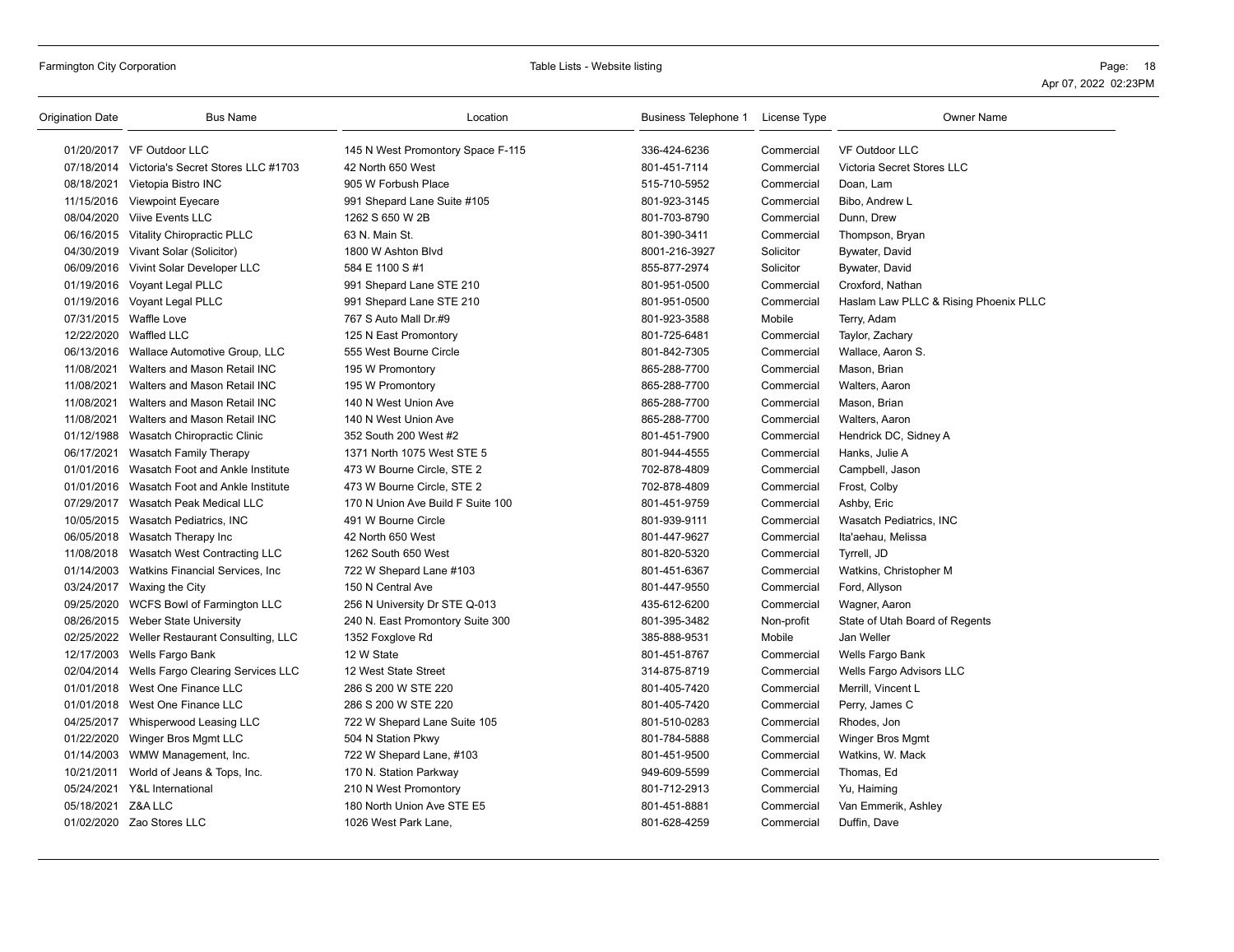| Origination Date | Bus Name | Location | Business Telephone 1 | License Type | Owner Name |
|---|---|---|---|---|---|
| 01/20/2017 | VF Outdoor LLC | 145 N West Promontory Space F-115 | 336-424-6236 | Commercial | VF Outdoor LLC |
| 07/18/2014 | Victoria's Secret Stores LLC #1703 | 42 North 650 West | 801-451-7114 | Commercial | Victoria Secret Stores LLC |
| 08/18/2021 | Vietopia Bistro INC | 905 W Forbush Place | 515-710-5952 | Commercial | Doan, Lam |
| 11/15/2016 | Viewpoint Eyecare | 991 Shepard Lane Suite #105 | 801-923-3145 | Commercial | Bibo, Andrew L |
| 08/04/2020 | Viive Events LLC | 1262 S 650 W 2B | 801-703-8790 | Commercial | Dunn, Drew |
| 06/16/2015 | Vitality Chiropractic PLLC | 63 N. Main St. | 801-390-3411 | Commercial | Thompson, Bryan |
| 04/30/2019 | Vivant Solar (Solicitor) | 1800 W Ashton Blvd | 8001-216-3927 | Solicitor | Bywater, David |
| 06/09/2016 | Vivint Solar Developer LLC | 584 E 1100 S #1 | 855-877-2974 | Solicitor | Bywater, David |
| 01/19/2016 | Voyant Legal PLLC | 991 Shepard Lane STE 210 | 801-951-0500 | Commercial | Croxford, Nathan |
| 01/19/2016 | Voyant Legal PLLC | 991 Shepard Lane STE 210 | 801-951-0500 | Commercial | Haslam Law PLLC & Rising Phoenix PLLC |
| 07/31/2015 | Waffle Love | 767 S Auto Mall Dr.#9 | 801-923-3588 | Mobile | Terry, Adam |
| 12/22/2020 | Waffled LLC | 125 N East Promontory | 801-725-6481 | Commercial | Taylor, Zachary |
| 06/13/2016 | Wallace Automotive Group, LLC | 555 West Bourne Circle | 801-842-7305 | Commercial | Wallace, Aaron S. |
| 11/08/2021 | Walters and Mason Retail INC | 195 W Promontory | 865-288-7700 | Commercial | Mason, Brian |
| 11/08/2021 | Walters and Mason Retail INC | 195 W Promontory | 865-288-7700 | Commercial | Walters, Aaron |
| 11/08/2021 | Walters and Mason Retail INC | 140 N West Union Ave | 865-288-7700 | Commercial | Mason, Brian |
| 11/08/2021 | Walters and Mason Retail INC | 140 N West Union Ave | 865-288-7700 | Commercial | Walters, Aaron |
| 01/12/1988 | Wasatch Chiropractic Clinic | 352 South 200 West #2 | 801-451-7900 | Commercial | Hendrick DC, Sidney A |
| 06/17/2021 | Wasatch Family Therapy | 1371 North 1075 West STE 5 | 801-944-4555 | Commercial | Hanks, Julie A |
| 01/01/2016 | Wasatch Foot and Ankle Institute | 473 W Bourne Circle, STE 2 | 702-878-4809 | Commercial | Campbell, Jason |
| 01/01/2016 | Wasatch Foot and Ankle Institute | 473 W Bourne Circle, STE 2 | 702-878-4809 | Commercial | Frost, Colby |
| 07/29/2017 | Wasatch Peak Medical LLC | 170 N Union Ave Build F Suite 100 | 801-451-9759 | Commercial | Ashby, Eric |
| 10/05/2015 | Wasatch Pediatrics, INC | 491 W Bourne Circle | 801-939-9111 | Commercial | Wasatch Pediatrics, INC |
| 06/05/2018 | Wasatch Therapy Inc | 42 North 650 West | 801-447-9627 | Commercial | Ita'aehau, Melissa |
| 11/08/2018 | Wasatch West Contracting LLC | 1262 South 650 West | 801-820-5320 | Commercial | Tyrrell, JD |
| 01/14/2003 | Watkins Financial Services, Inc | 722 W Shepard Lane #103 | 801-451-6367 | Commercial | Watkins, Christopher M |
| 03/24/2017 | Waxing the City | 150 N Central Ave | 801-447-9550 | Commercial | Ford, Allyson |
| 09/25/2020 | WCFS Bowl of Farmington LLC | 256 N University Dr STE Q-013 | 435-612-6200 | Commercial | Wagner, Aaron |
| 08/26/2015 | Weber State University | 240 N. East Promontory Suite 300 | 801-395-3482 | Non-profit | State of Utah Board of Regents |
| 02/25/2022 | Weller Restaurant Consulting, LLC | 1352 Foxglove Rd | 385-888-9531 | Mobile | Jan Weller |
| 12/17/2003 | Wells Fargo Bank | 12 W State | 801-451-8767 | Commercial | Wells Fargo Bank |
| 02/04/2014 | Wells Fargo Clearing Services LLC | 12 West State Street | 314-875-8719 | Commercial | Wells Fargo Advisors LLC |
| 01/01/2018 | West One Finance LLC | 286 S 200 W STE 220 | 801-405-7420 | Commercial | Merrill, Vincent L |
| 01/01/2018 | West One Finance LLC | 286 S 200 W STE 220 | 801-405-7420 | Commercial | Perry, James C |
| 04/25/2017 | Whisperwood Leasing LLC | 722 W Shepard Lane Suite 105 | 801-510-0283 | Commercial | Rhodes, Jon |
| 01/22/2020 | Winger Bros Mgmt LLC | 504 N Station Pkwy | 801-784-5888 | Commercial | Winger Bros Mgmt |
| 01/14/2003 | WMW Management, Inc. | 722 W Shepard Lane, #103 | 801-451-9500 | Commercial | Watkins, W. Mack |
| 10/21/2011 | World of Jeans & Tops, Inc. | 170 N. Station Parkway | 949-609-5599 | Commercial | Thomas, Ed |
| 05/24/2021 | Y&L International | 210 N West Promontory | 801-712-2913 | Commercial | Yu, Haiming |
| 05/18/2021 | Z&A LLC | 180 North Union Ave STE E5 | 801-451-8881 | Commercial | Van Emmerik, Ashley |
| 01/02/2020 | Zao Stores LLC | 1026 West Park Lane, | 801-628-4259 | Commercial | Duffin, Dave |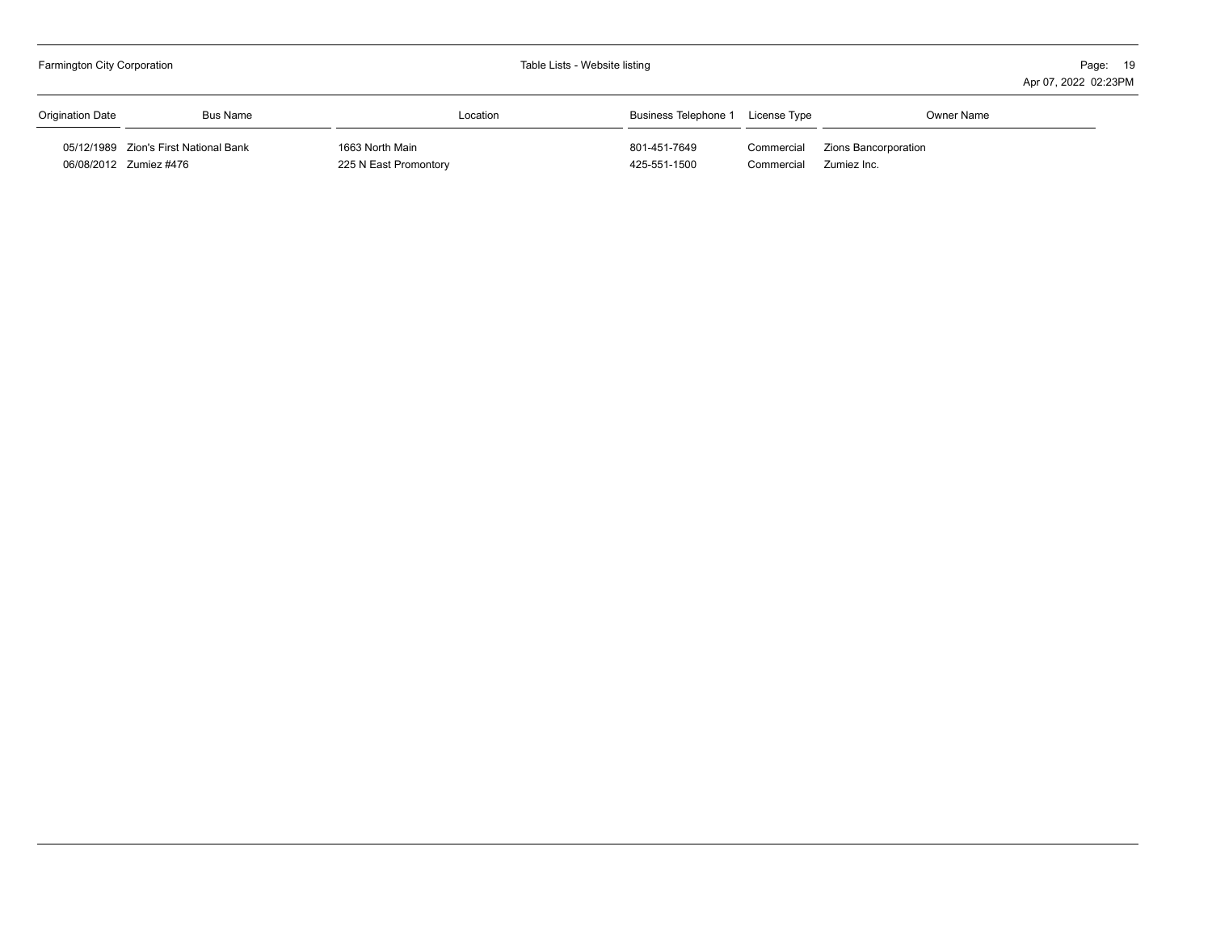| Origination Date | Bus Name | Location | Business Telephone 1 | License Type | Owner Name |
|---|---|---|---|---|---|
| 05/12/1989 | Zion's First National Bank | 1663 North Main | 801-451-7649 | Commercial | Zions Bancorporation |
| 06/08/2012 | Zumiez #476 | 225 N East Promontory | 425-551-1500 | Commercial | Zumiez Inc. |